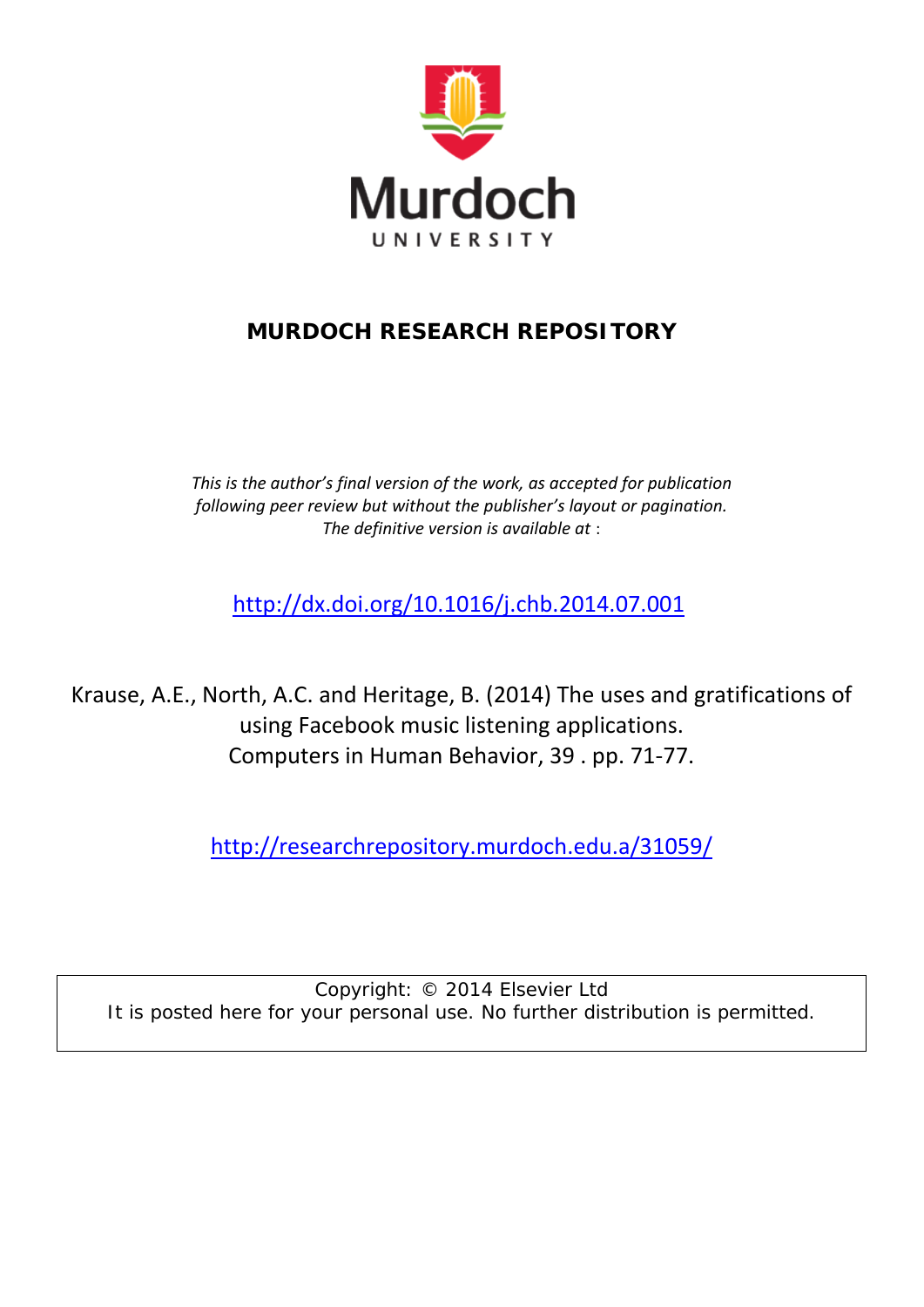Murdoch

UNIVERSITY

**MURDOCH RESEARCH REPOSITORY**

*This is the author's final version of the work, as accepted for publication following peer review but without the publisher's layout or pagination. The definitive version is available at* :

http://dx.doi.org/10.1016/j.chb.2014.07.001

Krause, A.E., North, A.C. and Heritage, B. (2014) The uses and gratifications of using Facebook music listening applications. Computers in Human Behavior, 39 . pp. 71-77.

http://researchrepository.murdoch.edu.a/31059/

Copyright: © 2014 Elsevier Ltd
It is posted here for your personal use. No further distribution is permitted.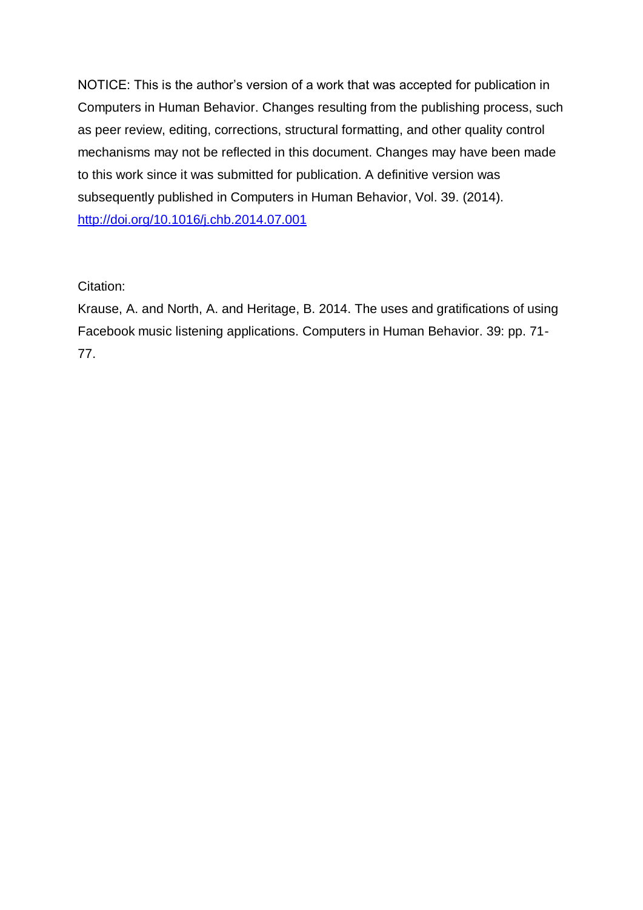NOTICE: This is the author's version of a work that was accepted for publication in Computers in Human Behavior. Changes resulting from the publishing process, such as peer review, editing, corrections, structural formatting, and other quality control mechanisms may not be reflected in this document. Changes may have been made to this work since it was submitted for publication. A definitive version was subsequently published in Computers in Human Behavior, Vol. 39. (2014). [http://doi.org/10.1016/j.chb.2014.07.001](http://doi.org/10.1016/j.chb.2014.07.001)

Citation:

Krause, A. and North, A. and Heritage, B. 2014. The uses and gratifications of using Facebook music listening applications. Computers in Human Behavior. 39: pp. 71-77.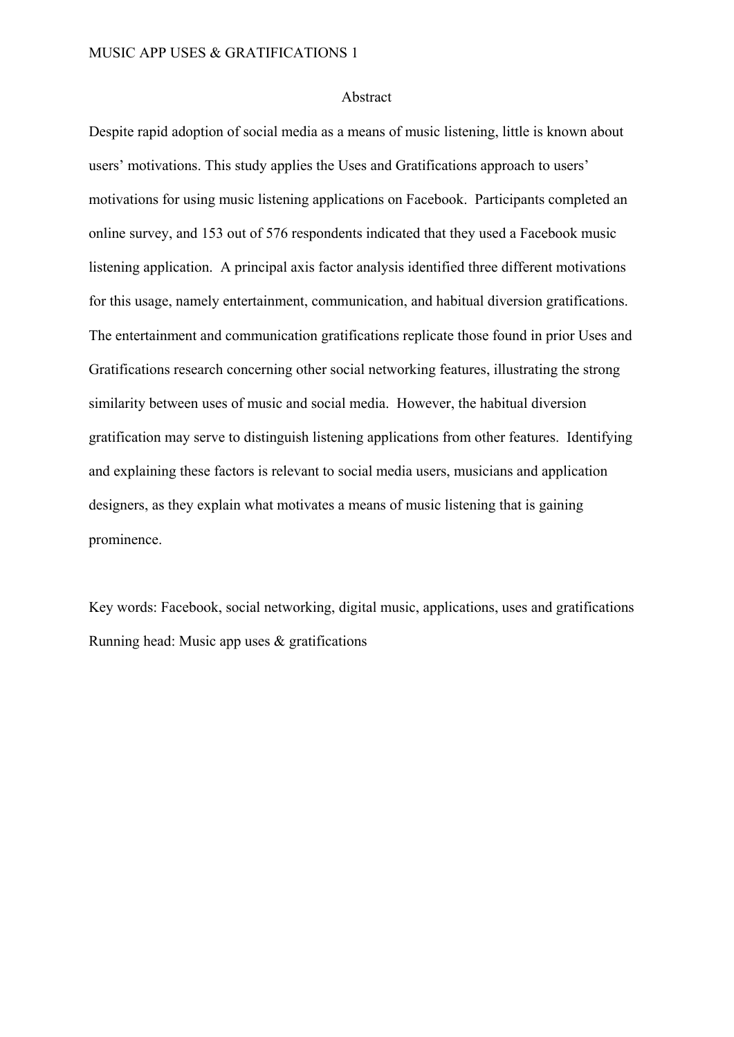## Abstract

Despite rapid adoption of social media as a means of music listening, little is known about users' motivations. This study applies the Uses and Gratifications approach to users' motivations for using music listening applications on Facebook. Participants completed an online survey, and 153 out of 576 respondents indicated that they used a Facebook music listening application. A principal axis factor analysis identified three different motivations for this usage, namely entertainment, communication, and habitual diversion gratifications. The entertainment and communication gratifications replicate those found in prior Uses and Gratifications research concerning other social networking features, illustrating the strong similarity between uses of music and social media. However, the habitual diversion gratification may serve to distinguish listening applications from other features. Identifying and explaining these factors is relevant to social media users, musicians and application designers, as they explain what motivates a means of music listening that is gaining prominence.

Key words: Facebook, social networking, digital music, applications, uses and gratifications

Running head: Music app uses & gratifications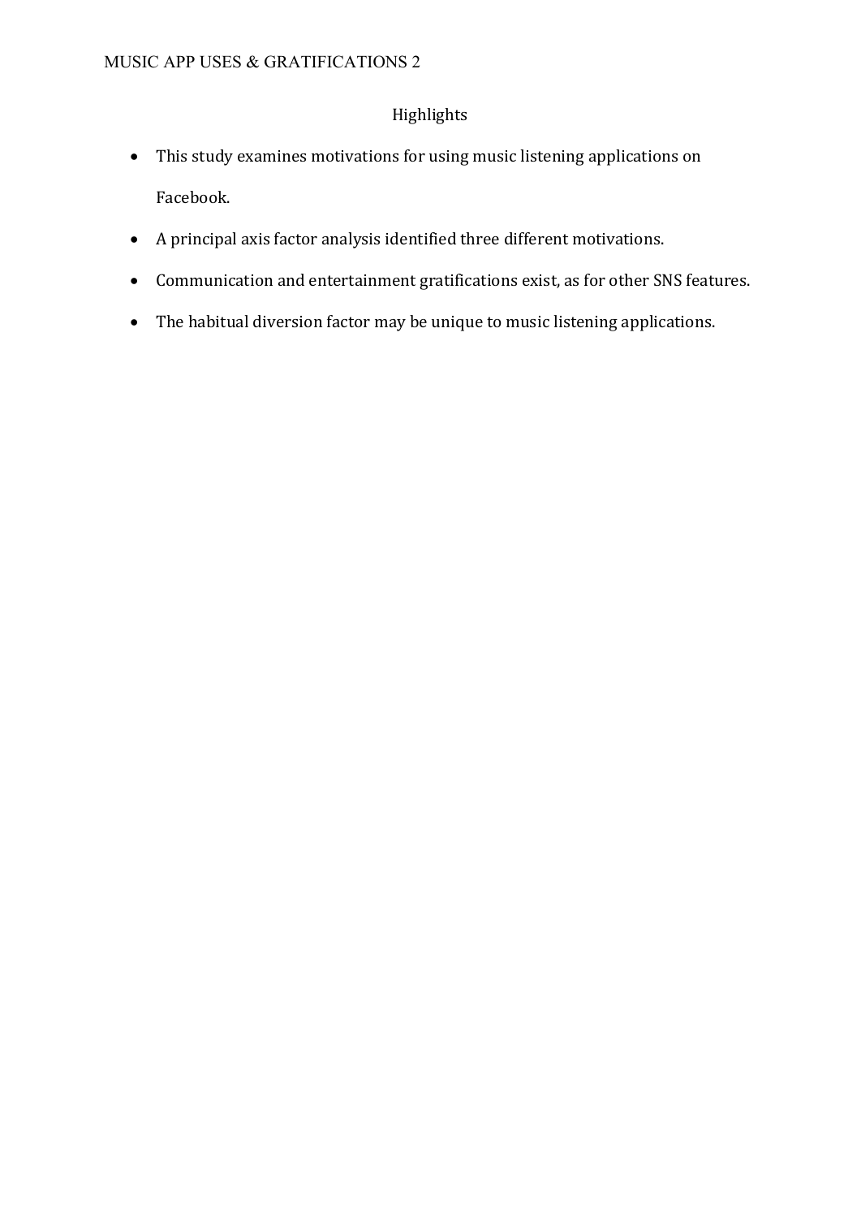## Highlights

- This study examines motivations for using music listening applications on Facebook.
- A principal axis factor analysis identified three different motivations.
- Communication and entertainment gratifications exist, as for other SNS features.
- The habitual diversion factor may be unique to music listening applications.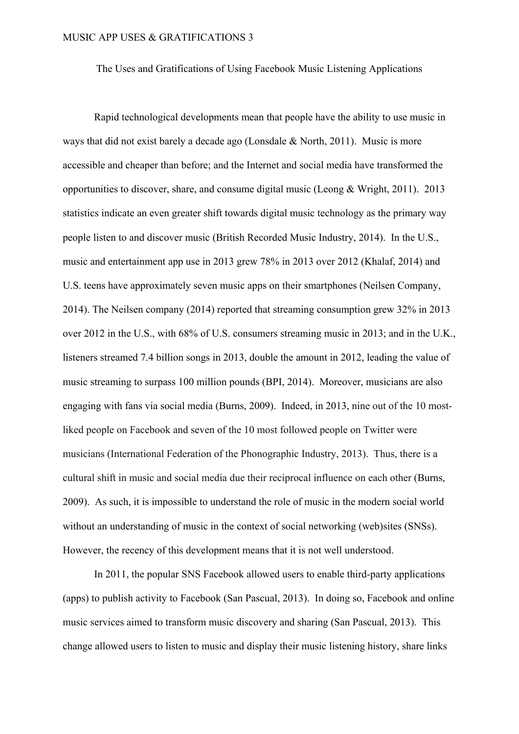The Uses and Gratifications of Using Facebook Music Listening Applications

Rapid technological developments mean that people have the ability to use music in ways that did not exist barely a decade ago (Lonsdale & North, 2011). Music is more accessible and cheaper than before; and the Internet and social media have transformed the opportunities to discover, share, and consume digital music (Leong & Wright, 2011). 2013 statistics indicate an even greater shift towards digital music technology as the primary way people listen to and discover music (British Recorded Music Industry, 2014). In the U.S., music and entertainment app use in 2013 grew 78% in 2013 over 2012 (Khalaf, 2014) and U.S. teens have approximately seven music apps on their smartphones (Neilsen Company, 2014). The Neilsen company (2014) reported that streaming consumption grew 32% in 2013 over 2012 in the U.S., with 68% of U.S. consumers streaming music in 2013; and in the U.K., listeners streamed 7.4 billion songs in 2013, double the amount in 2012, leading the value of music streaming to surpass 100 million pounds (BPI, 2014). Moreover, musicians are also engaging with fans via social media (Burns, 2009). Indeed, in 2013, nine out of the 10 most-liked people on Facebook and seven of the 10 most followed people on Twitter were musicians (International Federation of the Phonographic Industry, 2013). Thus, there is a cultural shift in music and social media due their reciprocal influence on each other (Burns, 2009). As such, it is impossible to understand the role of music in the modern social world without an understanding of music in the context of social networking (web)sites (SNSs). However, the recency of this development means that it is not well understood.

In 2011, the popular SNS Facebook allowed users to enable third-party applications (apps) to publish activity to Facebook (San Pascual, 2013). In doing so, Facebook and online music services aimed to transform music discovery and sharing (San Pascual, 2013). This change allowed users to listen to music and display their music listening history, share links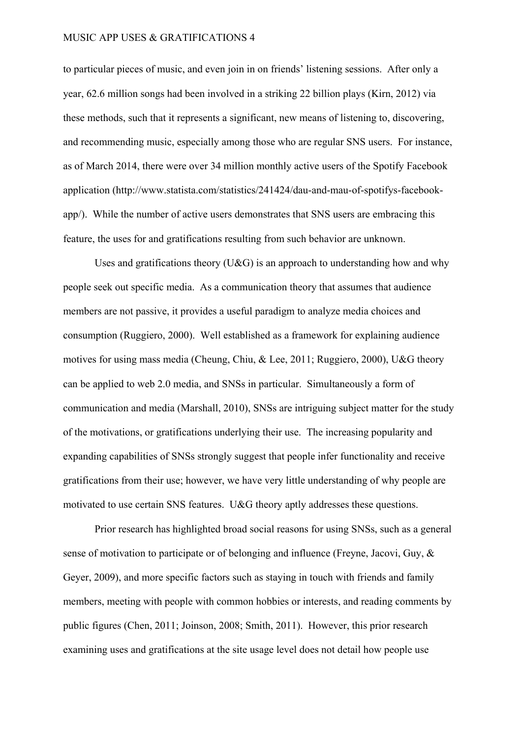to particular pieces of music, and even join in on friends' listening sessions. After only a year, 62.6 million songs had been involved in a striking 22 billion plays (Kirn, 2012) via these methods, such that it represents a significant, new means of listening to, discovering, and recommending music, especially among those who are regular SNS users. For instance, as of March 2014, there were over 34 million monthly active users of the Spotify Facebook application (http://www.statista.com/statistics/241424/dau-and-mau-of-spotifys-facebook-app/). While the number of active users demonstrates that SNS users are embracing this feature, the uses for and gratifications resulting from such behavior are unknown.

Uses and gratifications theory (U&G) is an approach to understanding how and why people seek out specific media. As a communication theory that assumes that audience members are not passive, it provides a useful paradigm to analyze media choices and consumption (Ruggiero, 2000). Well established as a framework for explaining audience motives for using mass media (Cheung, Chiu, & Lee, 2011; Ruggiero, 2000), U&G theory can be applied to web 2.0 media, and SNSs in particular. Simultaneously a form of communication and media (Marshall, 2010), SNSs are intriguing subject matter for the study of the motivations, or gratifications underlying their use. The increasing popularity and expanding capabilities of SNSs strongly suggest that people infer functionality and receive gratifications from their use; however, we have very little understanding of why people are motivated to use certain SNS features. U&G theory aptly addresses these questions.

Prior research has highlighted broad social reasons for using SNSs, such as a general sense of motivation to participate or of belonging and influence (Freyne, Jacovi, Guy, & Geyer, 2009), and more specific factors such as staying in touch with friends and family members, meeting with people with common hobbies or interests, and reading comments by public figures (Chen, 2011; Joinson, 2008; Smith, 2011). However, this prior research examining uses and gratifications at the site usage level does not detail how people use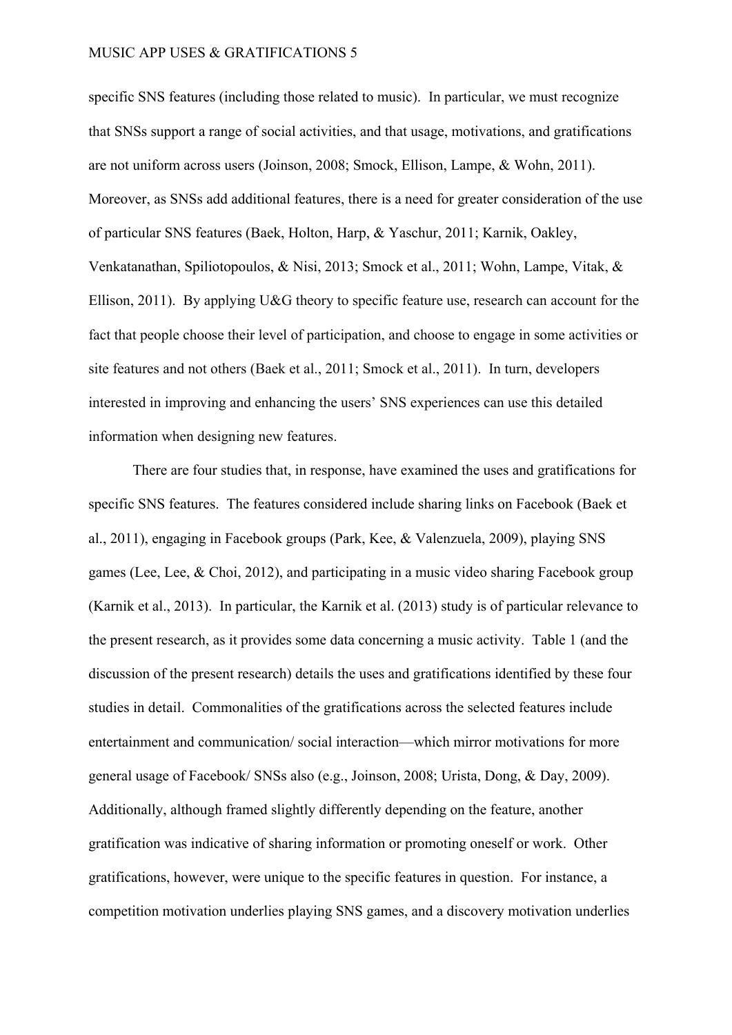specific SNS features (including those related to music). In particular, we must recognize that SNSs support a range of social activities, and that usage, motivations, and gratifications are not uniform across users (Joinson, 2008; Smock, Ellison, Lampe, & Wohn, 2011). Moreover, as SNSs add additional features, there is a need for greater consideration of the use of particular SNS features (Baek, Holton, Harp, & Yaschur, 2011; Karnik, Oakley, Venkatanathan, Spiliotopoulos, & Nisi, 2013; Smock et al., 2011; Wohn, Lampe, Vitak, & Ellison, 2011). By applying U&G theory to specific feature use, research can account for the fact that people choose their level of participation, and choose to engage in some activities or site features and not others (Baek et al., 2011; Smock et al., 2011). In turn, developers interested in improving and enhancing the users' SNS experiences can use this detailed information when designing new features.

There are four studies that, in response, have examined the uses and gratifications for specific SNS features. The features considered include sharing links on Facebook (Baek et al., 2011), engaging in Facebook groups (Park, Kee, & Valenzuela, 2009), playing SNS games (Lee, Lee, & Choi, 2012), and participating in a music video sharing Facebook group (Karnik et al., 2013). In particular, the Karnik et al. (2013) study is of particular relevance to the present research, as it provides some data concerning a music activity. Table 1 (and the discussion of the present research) details the uses and gratifications identified by these four studies in detail. Commonalities of the gratifications across the selected features include entertainment and communication/ social interaction—which mirror motivations for more general usage of Facebook/ SNSs also (e.g., Joinson, 2008; Urista, Dong, & Day, 2009). Additionally, although framed slightly differently depending on the feature, another gratification was indicative of sharing information or promoting oneself or work. Other gratifications, however, were unique to the specific features in question. For instance, a competition motivation underlies playing SNS games, and a discovery motivation underlies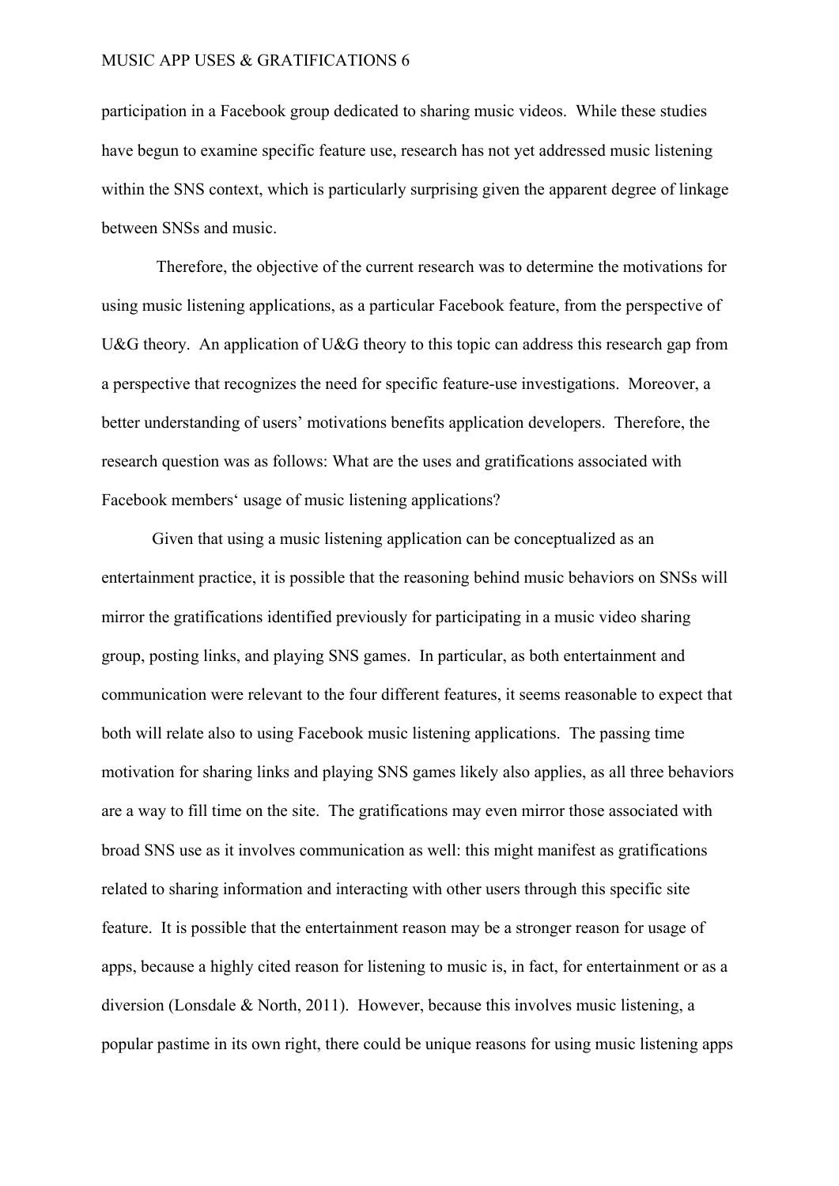participation in a Facebook group dedicated to sharing music videos. While these studies have begun to examine specific feature use, research has not yet addressed music listening within the SNS context, which is particularly surprising given the apparent degree of linkage between SNSs and music.

Therefore, the objective of the current research was to determine the motivations for using music listening applications, as a particular Facebook feature, from the perspective of U&G theory. An application of U&G theory to this topic can address this research gap from a perspective that recognizes the need for specific feature-use investigations. Moreover, a better understanding of users' motivations benefits application developers. Therefore, the research question was as follows: What are the uses and gratifications associated with Facebook members' usage of music listening applications?

Given that using a music listening application can be conceptualized as an entertainment practice, it is possible that the reasoning behind music behaviors on SNSs will mirror the gratifications identified previously for participating in a music video sharing group, posting links, and playing SNS games. In particular, as both entertainment and communication were relevant to the four different features, it seems reasonable to expect that both will relate also to using Facebook music listening applications. The passing time motivation for sharing links and playing SNS games likely also applies, as all three behaviors are a way to fill time on the site. The gratifications may even mirror those associated with broad SNS use as it involves communication as well: this might manifest as gratifications related to sharing information and interacting with other users through this specific site feature. It is possible that the entertainment reason may be a stronger reason for usage of apps, because a highly cited reason for listening to music is, in fact, for entertainment or as a diversion (Lonsdale & North, 2011). However, because this involves music listening, a popular pastime in its own right, there could be unique reasons for using music listening apps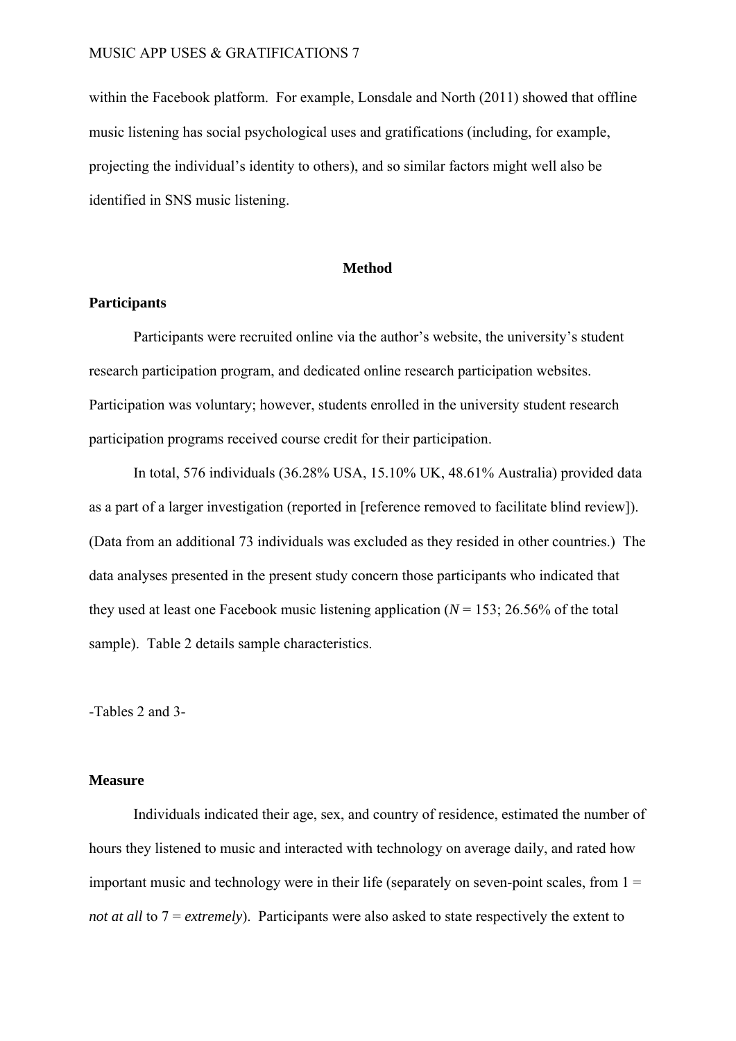within the Facebook platform. For example, Lonsdale and North (2011) showed that offline music listening has social psychological uses and gratifications (including, for example, projecting the individual's identity to others), and so similar factors might well also be identified in SNS music listening.

# Method

## Participants

Participants were recruited online via the author's website, the university's student research participation program, and dedicated online research participation websites. Participation was voluntary; however, students enrolled in the university student research participation programs received course credit for their participation.

In total, 576 individuals (36.28% USA, 15.10% UK, 48.61% Australia) provided data as a part of a larger investigation (reported in [reference removed to facilitate blind review]). (Data from an additional 73 individuals was excluded as they resided in other countries.) The data analyses presented in the present study concern those participants who indicated that they used at least one Facebook music listening application (*N* = 153; 26.56% of the total sample). Table 2 details sample characteristics.

-Tables 2 and 3-

## Measure

Individuals indicated their age, sex, and country of residence, estimated the number of hours they listened to music and interacted with technology on average daily, and rated how important music and technology were in their life (separately on seven-point scales, from 1 = *not at all* to 7 = *extremely*). Participants were also asked to state respectively the extent to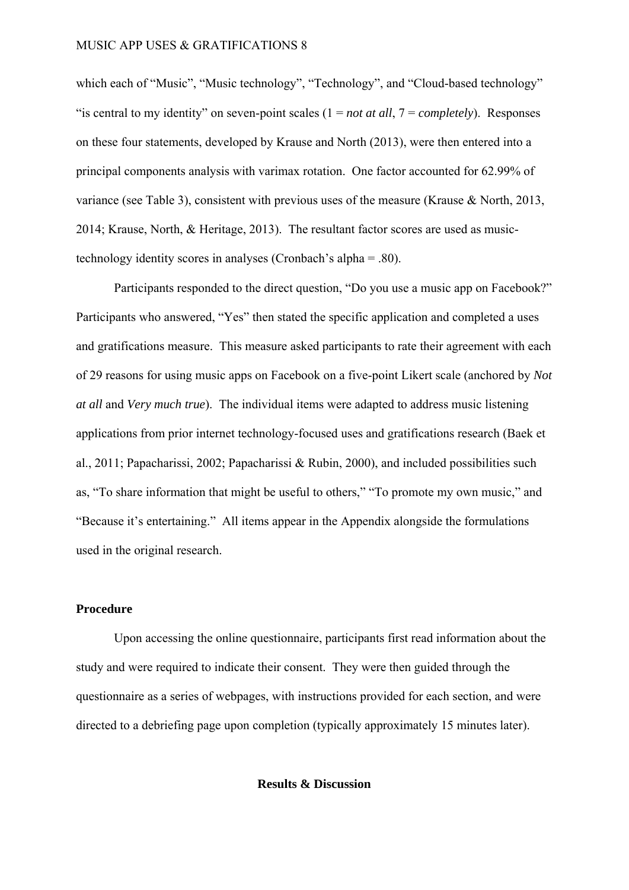which each of "Music", "Music technology", "Technology", and "Cloud-based technology" "is central to my identity" on seven-point scales (1 = *not at all*, 7 = *completely*). Responses on these four statements, developed by Krause and North (2013), were then entered into a principal components analysis with varimax rotation. One factor accounted for 62.99% of variance (see Table 3), consistent with previous uses of the measure (Krause & North, 2013, 2014; Krause, North, & Heritage, 2013). The resultant factor scores are used as music-technology identity scores in analyses (Cronbach's alpha = .80).

Participants responded to the direct question, "Do you use a music app on Facebook?" Participants who answered, "Yes" then stated the specific application and completed a uses and gratifications measure. This measure asked participants to rate their agreement with each of 29 reasons for using music apps on Facebook on a five-point Likert scale (anchored by *Not at all* and *Very much true*). The individual items were adapted to address music listening applications from prior internet technology-focused uses and gratifications research (Baek et al., 2011; Papacharissi, 2002; Papacharissi & Rubin, 2000), and included possibilities such as, "To share information that might be useful to others," "To promote my own music," and "Because it's entertaining." All items appear in the Appendix alongside the formulations used in the original research.

### Procedure

Upon accessing the online questionnaire, participants first read information about the study and were required to indicate their consent. They were then guided through the questionnaire as a series of webpages, with instructions provided for each section, and were directed to a debriefing page upon completion (typically approximately 15 minutes later).

## Results & Discussion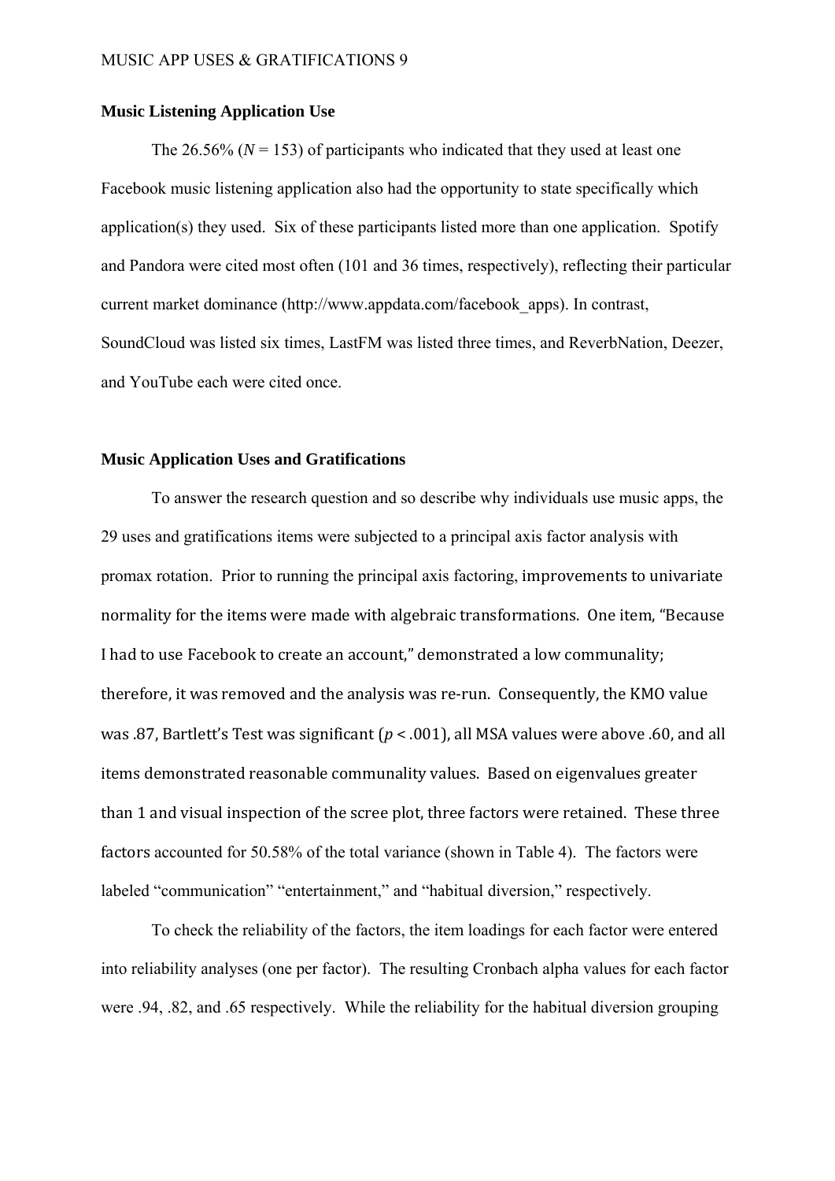### Music Listening Application Use

The 26.56% ($N$ = 153) of participants who indicated that they used at least one Facebook music listening application also had the opportunity to state specifically which application(s) they used. Six of these participants listed more than one application. Spotify and Pandora were cited most often (101 and 36 times, respectively), reflecting their particular current market dominance (http://www.appdata.com/facebook_apps). In contrast, SoundCloud was listed six times, LastFM was listed three times, and ReverbNation, Deezer, and YouTube each were cited once.

### Music Application Uses and Gratifications

To answer the research question and so describe why individuals use music apps, the 29 uses and gratifications items were subjected to a principal axis factor analysis with promax rotation. Prior to running the principal axis factoring, improvements to univariate normality for the items were made with algebraic transformations. One item, "Because I had to use Facebook to create an account," demonstrated a low communality; therefore, it was removed and the analysis was re-run. Consequently, the KMO value was .87, Bartlett's Test was significant ($p$ < .001), all MSA values were above .60, and all items demonstrated reasonable communality values. Based on eigenvalues greater than 1 and visual inspection of the scree plot, three factors were retained. These three factors accounted for 50.58% of the total variance (shown in Table 4). The factors were labeled "communication" "entertainment," and "habitual diversion," respectively.

To check the reliability of the factors, the item loadings for each factor were entered into reliability analyses (one per factor). The resulting Cronbach alpha values for each factor were .94, .82, and .65 respectively. While the reliability for the habitual diversion grouping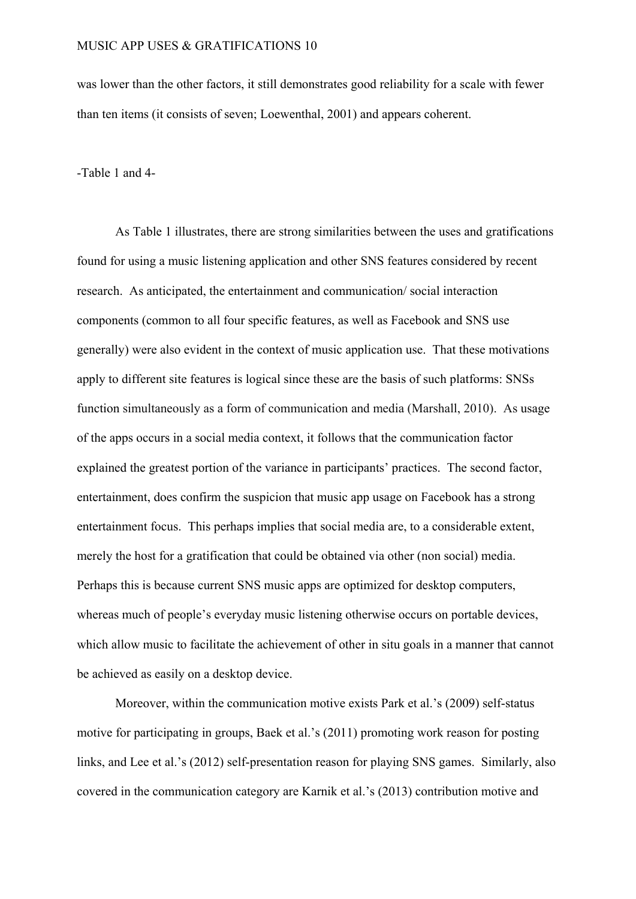was lower than the other factors, it still demonstrates good reliability for a scale with fewer than ten items (it consists of seven; Loewenthal, 2001) and appears coherent.

-Table 1 and 4-

As Table 1 illustrates, there are strong similarities between the uses and gratifications found for using a music listening application and other SNS features considered by recent research. As anticipated, the entertainment and communication/ social interaction components (common to all four specific features, as well as Facebook and SNS use generally) were also evident in the context of music application use. That these motivations apply to different site features is logical since these are the basis of such platforms: SNSs function simultaneously as a form of communication and media (Marshall, 2010). As usage of the apps occurs in a social media context, it follows that the communication factor explained the greatest portion of the variance in participants' practices. The second factor, entertainment, does confirm the suspicion that music app usage on Facebook has a strong entertainment focus. This perhaps implies that social media are, to a considerable extent, merely the host for a gratification that could be obtained via other (non social) media. Perhaps this is because current SNS music apps are optimized for desktop computers, whereas much of people's everyday music listening otherwise occurs on portable devices, which allow music to facilitate the achievement of other in situ goals in a manner that cannot be achieved as easily on a desktop device.

Moreover, within the communication motive exists Park et al.'s (2009) self-status motive for participating in groups, Baek et al.'s (2011) promoting work reason for posting links, and Lee et al.'s (2012) self-presentation reason for playing SNS games. Similarly, also covered in the communication category are Karnik et al.'s (2013) contribution motive and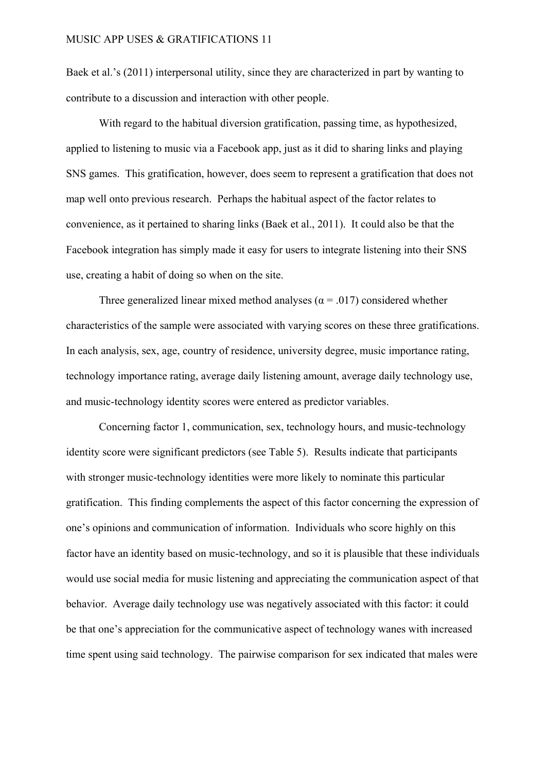Baek et al.'s (2011) interpersonal utility, since they are characterized in part by wanting to contribute to a discussion and interaction with other people.

With regard to the habitual diversion gratification, passing time, as hypothesized, applied to listening to music via a Facebook app, just as it did to sharing links and playing SNS games. This gratification, however, does seem to represent a gratification that does not map well onto previous research. Perhaps the habitual aspect of the factor relates to convenience, as it pertained to sharing links (Baek et al., 2011). It could also be that the Facebook integration has simply made it easy for users to integrate listening into their SNS use, creating a habit of doing so when on the site.

Three generalized linear mixed method analyses ($\alpha = .017$) considered whether characteristics of the sample were associated with varying scores on these three gratifications. In each analysis, sex, age, country of residence, university degree, music importance rating, technology importance rating, average daily listening amount, average daily technology use, and music-technology identity scores were entered as predictor variables.

Concerning factor 1, communication, sex, technology hours, and music-technology identity score were significant predictors (see Table 5). Results indicate that participants with stronger music-technology identities were more likely to nominate this particular gratification. This finding complements the aspect of this factor concerning the expression of one's opinions and communication of information. Individuals who score highly on this factor have an identity based on music-technology, and so it is plausible that these individuals would use social media for music listening and appreciating the communication aspect of that behavior. Average daily technology use was negatively associated with this factor: it could be that one's appreciation for the communicative aspect of technology wanes with increased time spent using said technology. The pairwise comparison for sex indicated that males were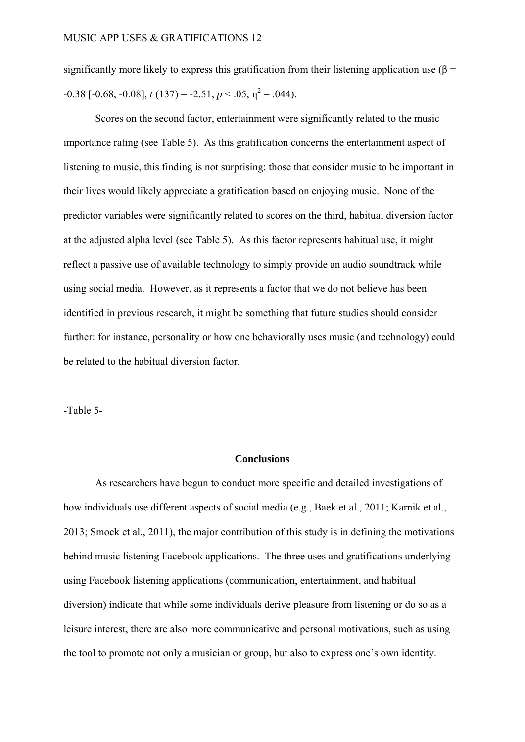significantly more likely to express this gratification from their listening application use ($\beta$ = -0.38 [-0.68, -0.08], $t$ (137) = -2.51, $p < .05$, $\eta^2 = .044$).

Scores on the second factor, entertainment were significantly related to the music importance rating (see Table 5). As this gratification concerns the entertainment aspect of listening to music, this finding is not surprising: those that consider music to be important in their lives would likely appreciate a gratification based on enjoying music. None of the predictor variables were significantly related to scores on the third, habitual diversion factor at the adjusted alpha level (see Table 5). As this factor represents habitual use, it might reflect a passive use of available technology to simply provide an audio soundtrack while using social media. However, as it represents a factor that we do not believe has been identified in previous research, it might be something that future studies should consider further: for instance, personality or how one behaviorally uses music (and technology) could be related to the habitual diversion factor.

-Table 5-

## Conclusions

As researchers have begun to conduct more specific and detailed investigations of how individuals use different aspects of social media (e.g., Baek et al., 2011; Karnik et al., 2013; Smock et al., 2011), the major contribution of this study is in defining the motivations behind music listening Facebook applications. The three uses and gratifications underlying using Facebook listening applications (communication, entertainment, and habitual diversion) indicate that while some individuals derive pleasure from listening or do so as a leisure interest, there are also more communicative and personal motivations, such as using the tool to promote not only a musician or group, but also to express one's own identity.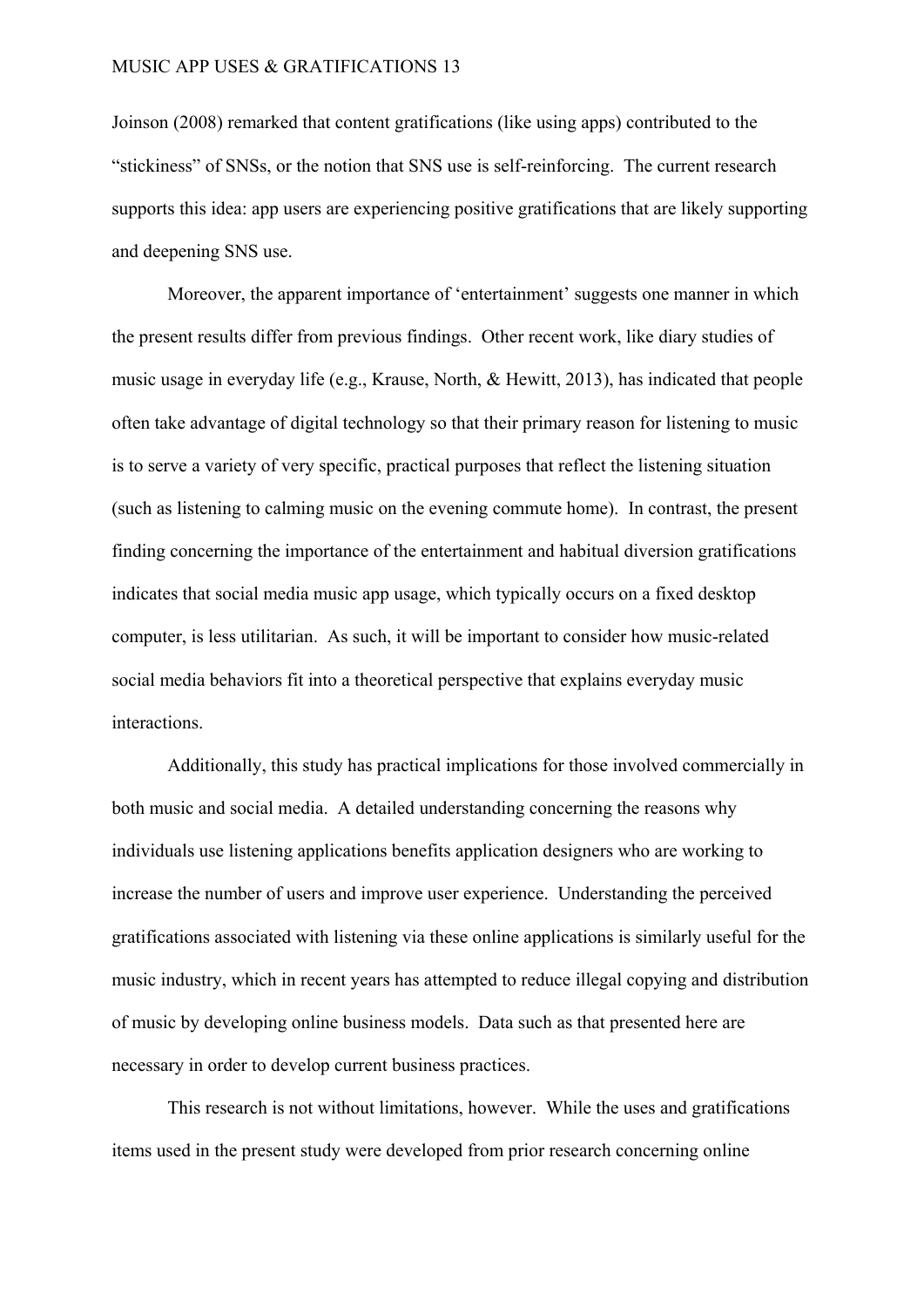Joinson (2008) remarked that content gratifications (like using apps) contributed to the "stickiness" of SNSs, or the notion that SNS use is self-reinforcing. The current research supports this idea: app users are experiencing positive gratifications that are likely supporting and deepening SNS use.

Moreover, the apparent importance of 'entertainment' suggests one manner in which the present results differ from previous findings. Other recent work, like diary studies of music usage in everyday life (e.g., Krause, North, & Hewitt, 2013), has indicated that people often take advantage of digital technology so that their primary reason for listening to music is to serve a variety of very specific, practical purposes that reflect the listening situation (such as listening to calming music on the evening commute home). In contrast, the present finding concerning the importance of the entertainment and habitual diversion gratifications indicates that social media music app usage, which typically occurs on a fixed desktop computer, is less utilitarian. As such, it will be important to consider how music-related social media behaviors fit into a theoretical perspective that explains everyday music interactions.

Additionally, this study has practical implications for those involved commercially in both music and social media. A detailed understanding concerning the reasons why individuals use listening applications benefits application designers who are working to increase the number of users and improve user experience. Understanding the perceived gratifications associated with listening via these online applications is similarly useful for the music industry, which in recent years has attempted to reduce illegal copying and distribution of music by developing online business models. Data such as that presented here are necessary in order to develop current business practices.

This research is not without limitations, however. While the uses and gratifications items used in the present study were developed from prior research concerning online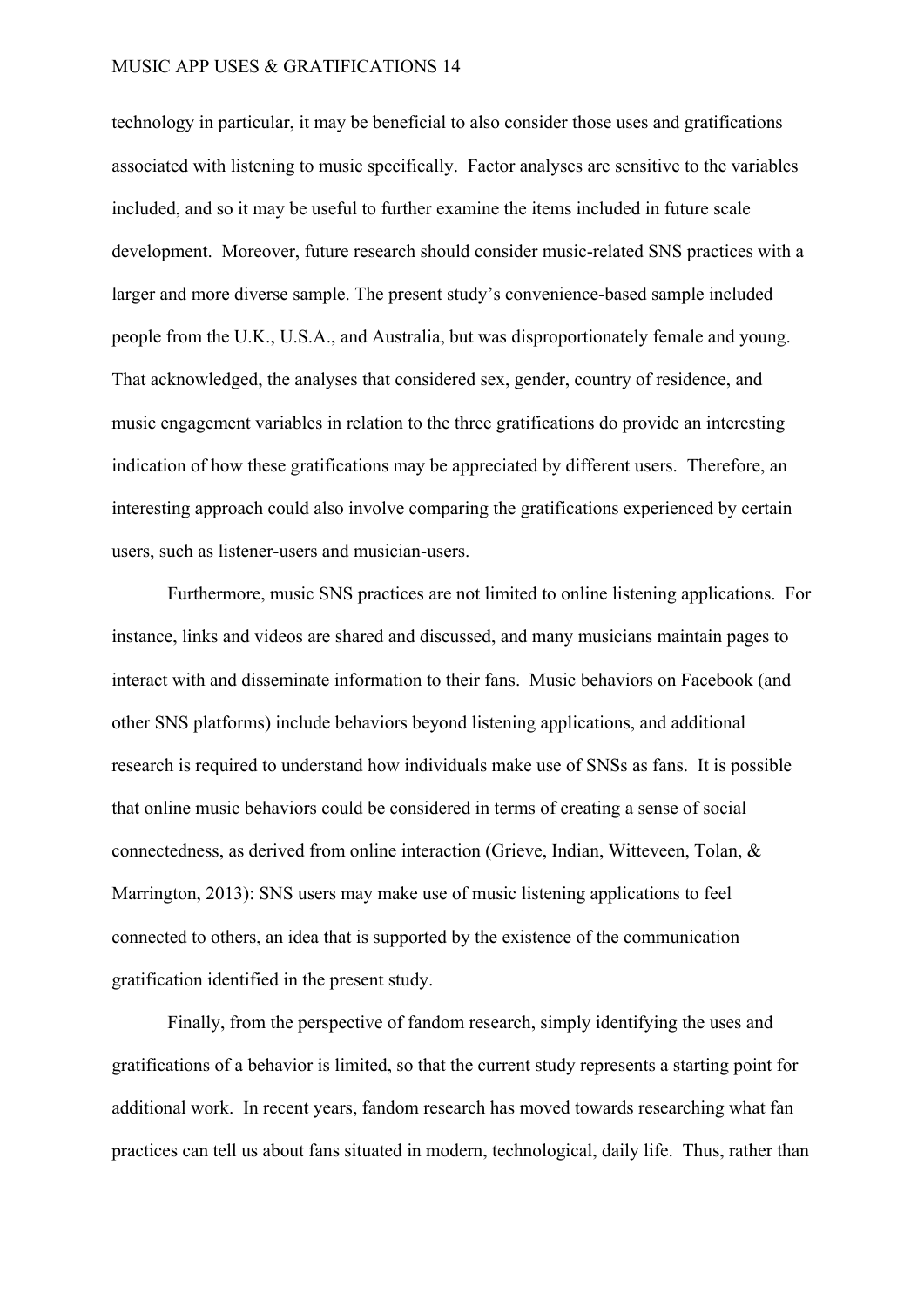technology in particular, it may be beneficial to also consider those uses and gratifications associated with listening to music specifically. Factor analyses are sensitive to the variables included, and so it may be useful to further examine the items included in future scale development. Moreover, future research should consider music-related SNS practices with a larger and more diverse sample. The present study's convenience-based sample included people from the U.K., U.S.A., and Australia, but was disproportionately female and young. That acknowledged, the analyses that considered sex, gender, country of residence, and music engagement variables in relation to the three gratifications do provide an interesting indication of how these gratifications may be appreciated by different users. Therefore, an interesting approach could also involve comparing the gratifications experienced by certain users, such as listener-users and musician-users.

Furthermore, music SNS practices are not limited to online listening applications. For instance, links and videos are shared and discussed, and many musicians maintain pages to interact with and disseminate information to their fans. Music behaviors on Facebook (and other SNS platforms) include behaviors beyond listening applications, and additional research is required to understand how individuals make use of SNSs as fans. It is possible that online music behaviors could be considered in terms of creating a sense of social connectedness, as derived from online interaction (Grieve, Indian, Witteveen, Tolan, & Marrington, 2013): SNS users may make use of music listening applications to feel connected to others, an idea that is supported by the existence of the communication gratification identified in the present study.

Finally, from the perspective of fandom research, simply identifying the uses and gratifications of a behavior is limited, so that the current study represents a starting point for additional work. In recent years, fandom research has moved towards researching what fan practices can tell us about fans situated in modern, technological, daily life. Thus, rather than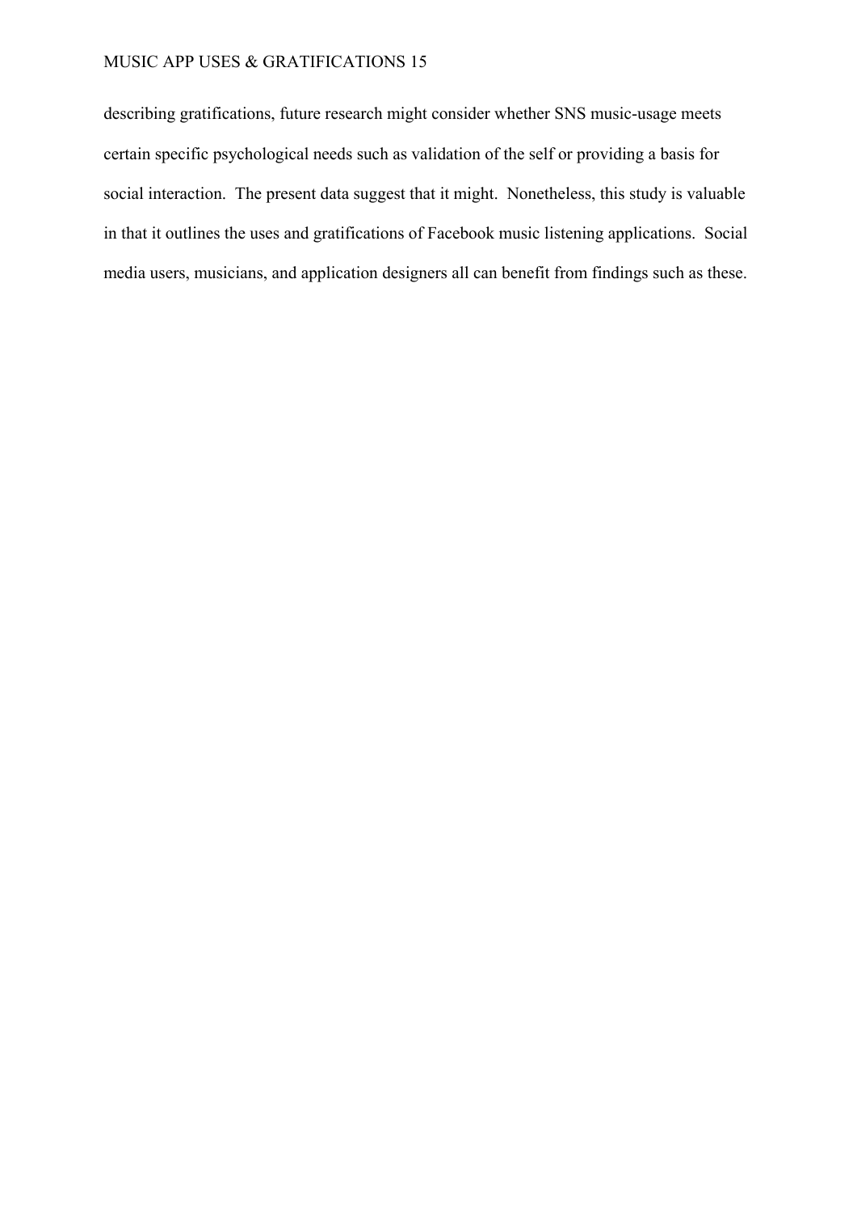describing gratifications, future research might consider whether SNS music-usage meets certain specific psychological needs such as validation of the self or providing a basis for social interaction. The present data suggest that it might. Nonetheless, this study is valuable in that it outlines the uses and gratifications of Facebook music listening applications. Social media users, musicians, and application designers all can benefit from findings such as these.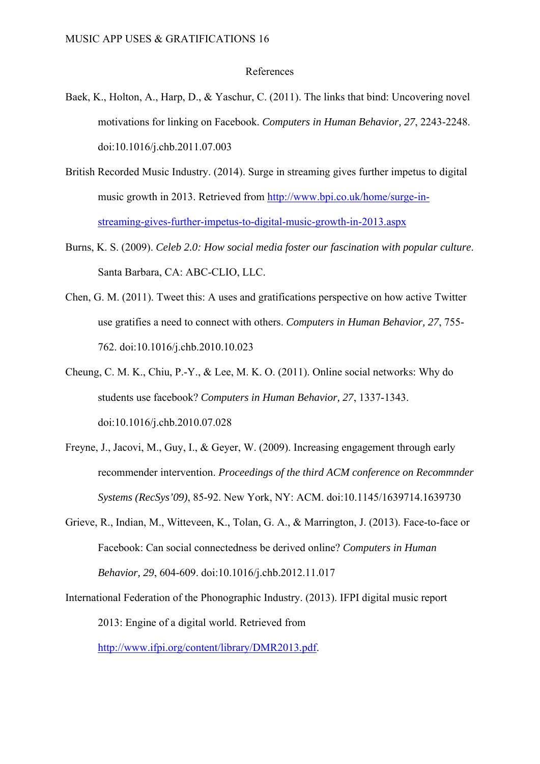# References

Baek, K., Holton, A., Harp, D., & Yaschur, C. (2011). The links that bind: Uncovering novel motivations for linking on Facebook. *Computers in Human Behavior, 27*, 2243-2248. doi:10.1016/j.chb.2011.07.003

British Recorded Music Industry. (2014). Surge in streaming gives further impetus to digital music growth in 2013. Retrieved from http://www.bpi.co.uk/home/surge-in-streaming-gives-further-impetus-to-digital-music-growth-in-2013.aspx

Burns, K. S. (2009). *Celeb 2.0: How social media foster our fascination with popular culture*. Santa Barbara, CA: ABC-CLIO, LLC.

Chen, G. M. (2011). Tweet this: A uses and gratifications perspective on how active Twitter use gratifies a need to connect with others. *Computers in Human Behavior, 27*, 755-762. doi:10.1016/j.chb.2010.10.023

Cheung, C. M. K., Chiu, P.-Y., & Lee, M. K. O. (2011). Online social networks: Why do students use facebook? *Computers in Human Behavior, 27*, 1337-1343. doi:10.1016/j.chb.2010.07.028

Freyne, J., Jacovi, M., Guy, I., & Geyer, W. (2009). Increasing engagement through early recommender intervention. *Proceedings of the third ACM conference on Recommnder Systems (RecSys'09)*, 85-92. New York, NY: ACM. doi:10.1145/1639714.1639730

Grieve, R., Indian, M., Witteveen, K., Tolan, G. A., & Marrington, J. (2013). Face-to-face or Facebook: Can social connectedness be derived online? *Computers in Human Behavior, 29*, 604-609. doi:10.1016/j.chb.2012.11.017

International Federation of the Phonographic Industry. (2013). IFPI digital music report 2013: Engine of a digital world. Retrieved from http://www.ifpi.org/content/library/DMR2013.pdf.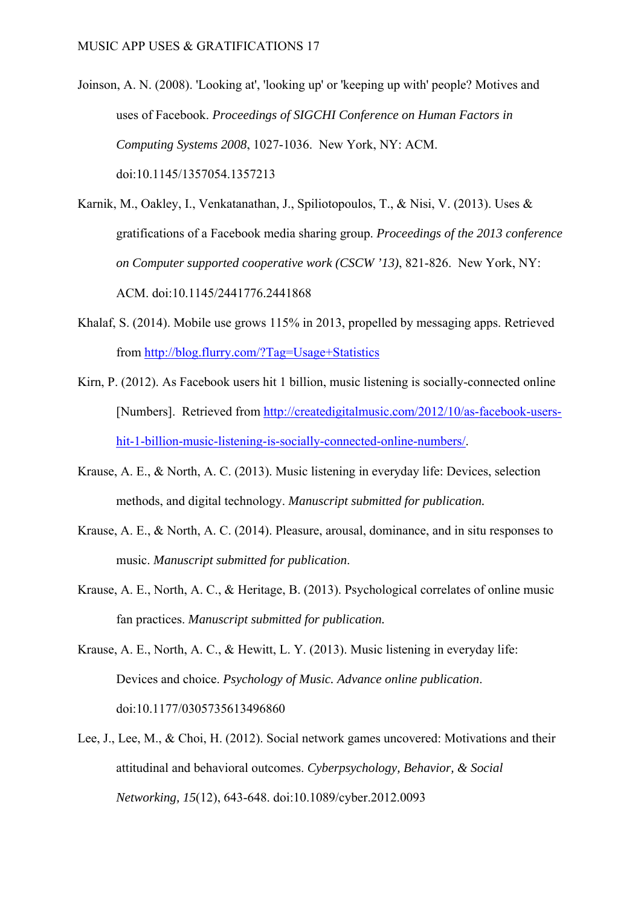Joinson, A. N. (2008). 'Looking at', 'looking up' or 'keeping up with' people? Motives and uses of Facebook. *Proceedings of SIGCHI Conference on Human Factors in Computing Systems 2008*, 1027-1036. New York, NY: ACM. doi:10.1145/1357054.1357213

Karnik, M., Oakley, I., Venkatanathan, J., Spiliotopoulos, T., & Nisi, V. (2013). Uses & gratifications of a Facebook media sharing group. *Proceedings of the 2013 conference on Computer supported cooperative work (CSCW '13)*, 821-826. New York, NY: ACM. doi:10.1145/2441776.2441868

Khalaf, S. (2014). Mobile use grows 115% in 2013, propelled by messaging apps. Retrieved from http://blog.flurry.com/?Tag=Usage+Statistics

Kirn, P. (2012). As Facebook users hit 1 billion, music listening is socially-connected online [Numbers]. Retrieved from http://createdigitalmusic.com/2012/10/as-facebook-users-hit-1-billion-music-listening-is-socially-connected-online-numbers/.

Krause, A. E., & North, A. C. (2013). Music listening in everyday life: Devices, selection methods, and digital technology. *Manuscript submitted for publication.*

Krause, A. E., & North, A. C. (2014). Pleasure, arousal, dominance, and in situ responses to music. *Manuscript submitted for publication*.

Krause, A. E., North, A. C., & Heritage, B. (2013). Psychological correlates of online music fan practices. *Manuscript submitted for publication.*

Krause, A. E., North, A. C., & Hewitt, L. Y. (2013). Music listening in everyday life: Devices and choice. *Psychology of Music. Advance online publication*. doi:10.1177/0305735613496860

Lee, J., Lee, M., & Choi, H. (2012). Social network games uncovered: Motivations and their attitudinal and behavioral outcomes. *Cyberpsychology, Behavior, & Social Networking, 15*(12), 643-648. doi:10.1089/cyber.2012.0093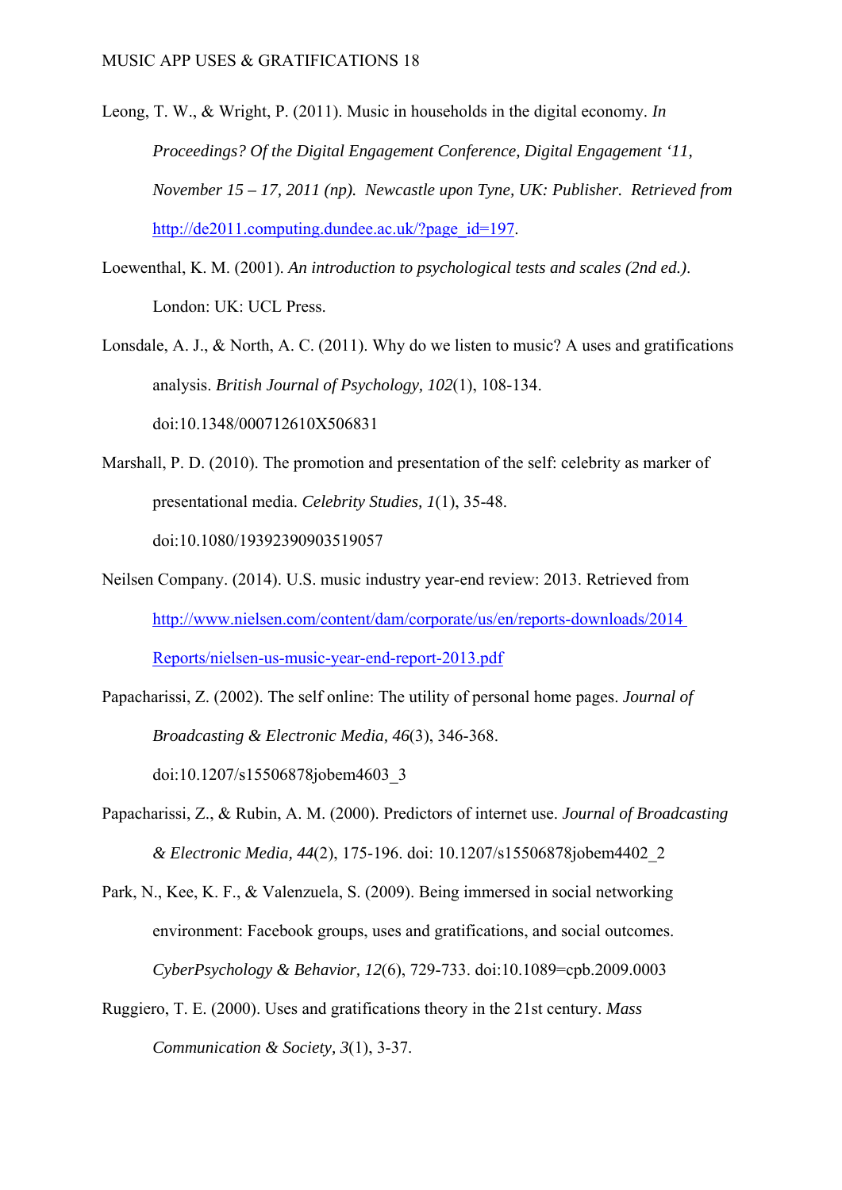Leong, T. W., & Wright, P. (2011). Music in households in the digital economy. *In Proceedings? Of the Digital Engagement Conference, Digital Engagement '11, November 15 – 17, 2011 (np). Newcastle upon Tyne, UK: Publisher. Retrieved from* http://de2011.computing.dundee.ac.uk/?page_id=197.

Loewenthal, K. M. (2001). *An introduction to psychological tests and scales (2nd ed.)*. London: UK: UCL Press.

Lonsdale, A. J., & North, A. C. (2011). Why do we listen to music? A uses and gratifications analysis. *British Journal of Psychology, 102*(1), 108-134. doi:10.1348/000712610X506831

Marshall, P. D. (2010). The promotion and presentation of the self: celebrity as marker of presentational media. *Celebrity Studies, 1*(1), 35-48. doi:10.1080/19392390903519057

Neilsen Company. (2014). U.S. music industry year-end review: 2013. Retrieved from http://www.nielsen.com/content/dam/corporate/us/en/reports-downloads/2014 Reports/nielsen-us-music-year-end-report-2013.pdf

Papacharissi, Z. (2002). The self online: The utility of personal home pages. *Journal of Broadcasting & Electronic Media, 46*(3), 346-368. doi:10.1207/s15506878jobem4603_3

Papacharissi, Z., & Rubin, A. M. (2000). Predictors of internet use. *Journal of Broadcasting & Electronic Media, 44*(2), 175-196. doi: 10.1207/s15506878jobem4402_2

Park, N., Kee, K. F., & Valenzuela, S. (2009). Being immersed in social networking environment: Facebook groups, uses and gratifications, and social outcomes. *CyberPsychology & Behavior, 12*(6), 729-733. doi:10.1089=cpb.2009.0003

Ruggiero, T. E. (2000). Uses and gratifications theory in the 21st century. *Mass Communication & Society, 3*(1), 3-37.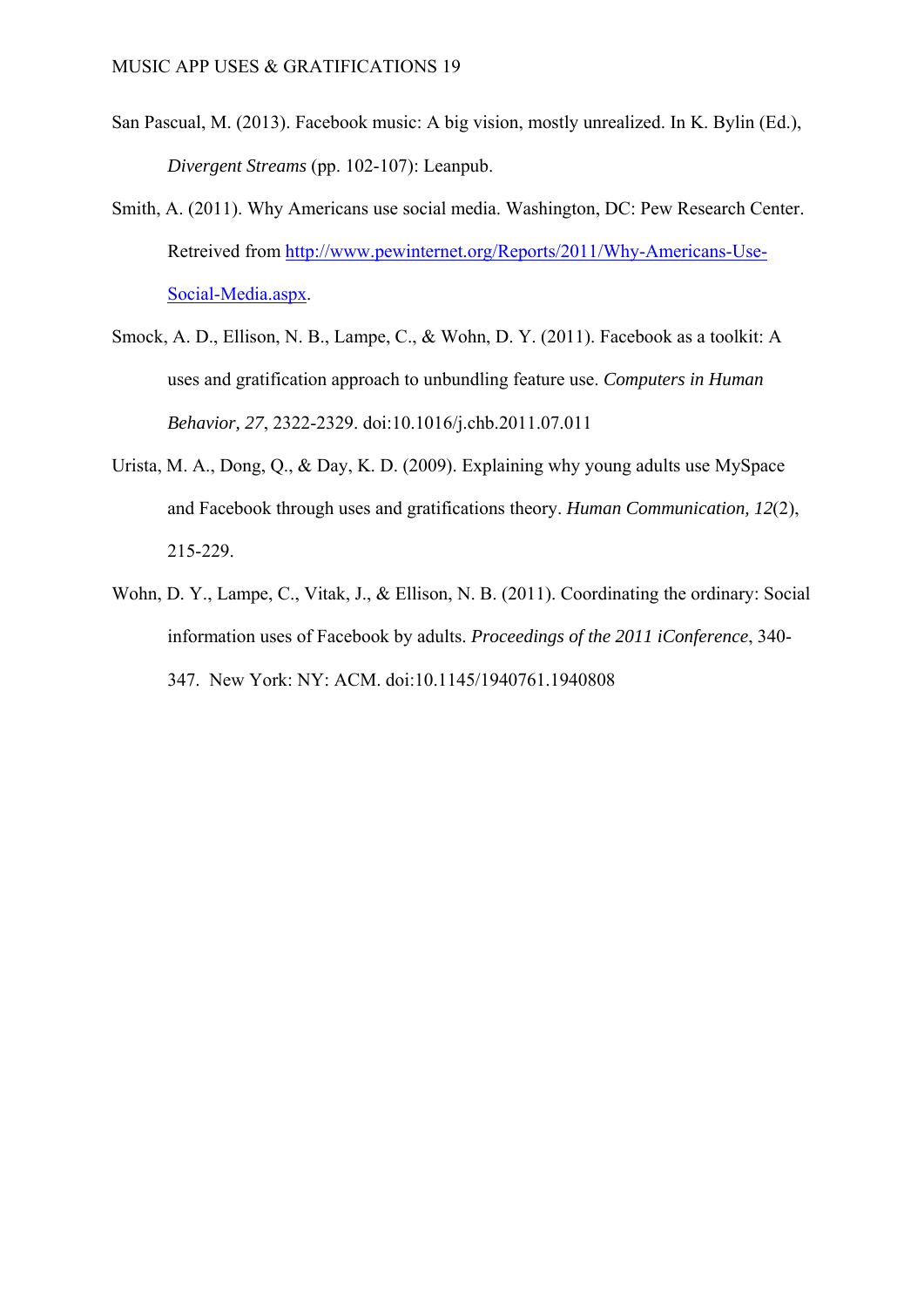San Pascual, M. (2013). Facebook music: A big vision, mostly unrealized. In K. Bylin (Ed.), *Divergent Streams* (pp. 102-107): Leanpub.

Smith, A. (2011). Why Americans use social media. Washington, DC: Pew Research Center. Retreived from [http://www.pewinternet.org/Reports/2011/Why-Americans-Use-Social-Media.aspx](http://www.pewinternet.org/Reports/2011/Why-Americans-Use-Social-Media.aspx).

Smock, A. D., Ellison, N. B., Lampe, C., & Wohn, D. Y. (2011). Facebook as a toolkit: A uses and gratification approach to unbundling feature use. *Computers in Human Behavior, 27*, 2322-2329. doi:10.1016/j.chb.2011.07.011

Urista, M. A., Dong, Q., & Day, K. D. (2009). Explaining why young adults use MySpace and Facebook through uses and gratifications theory. *Human Communication, 12*(2), 215-229.

Wohn, D. Y., Lampe, C., Vitak, J., & Ellison, N. B. (2011). Coordinating the ordinary: Social information uses of Facebook by adults. *Proceedings of the 2011 iConference*, 340-347. New York: NY: ACM. doi:10.1145/1940761.1940808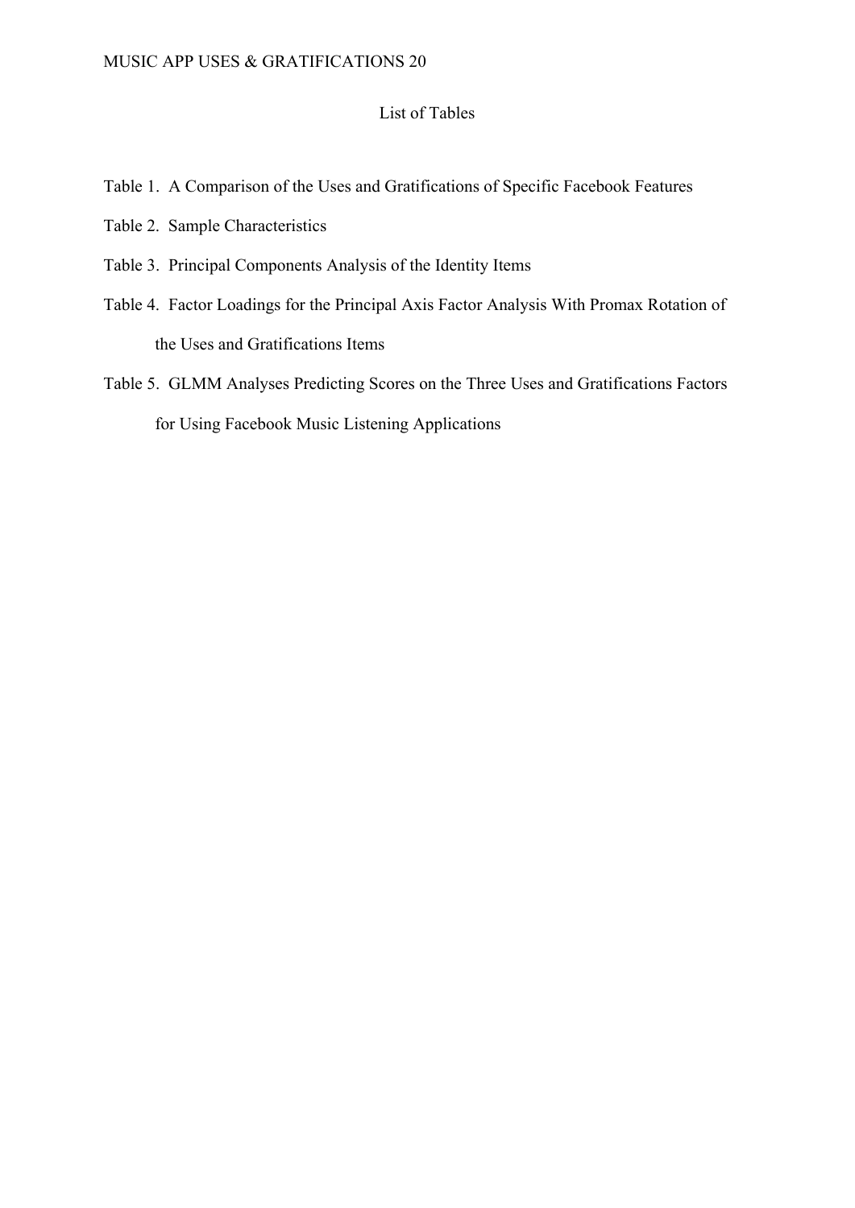# List of Tables

Table 1. A Comparison of the Uses and Gratifications of Specific Facebook Features

Table 2. Sample Characteristics

Table 3. Principal Components Analysis of the Identity Items

Table 4. Factor Loadings for the Principal Axis Factor Analysis With Promax Rotation of the Uses and Gratifications Items

Table 5. GLMM Analyses Predicting Scores on the Three Uses and Gratifications Factors for Using Facebook Music Listening Applications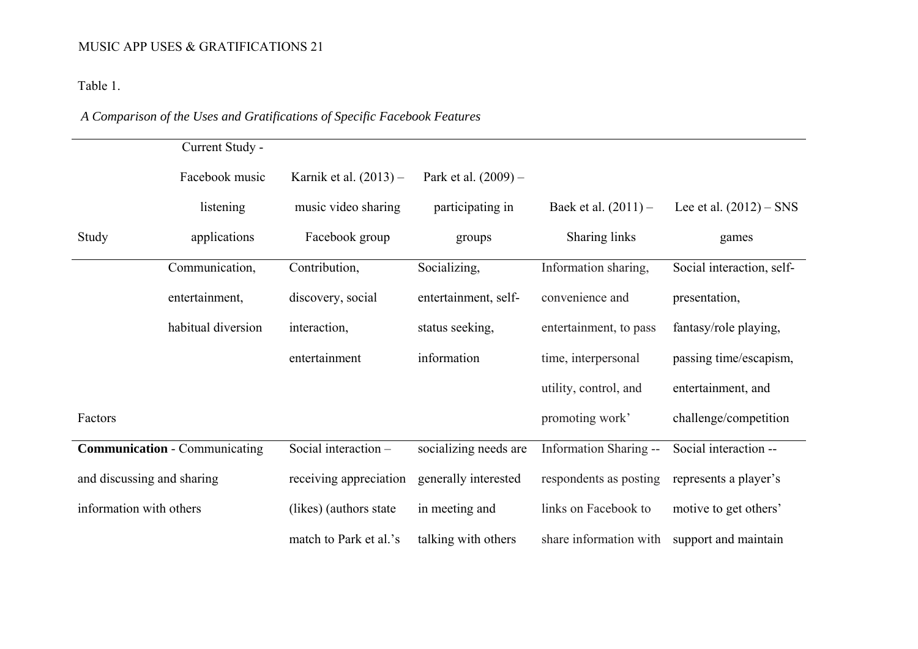Table 1.

*A Comparison of the Uses and Gratifications of Specific Facebook Features*

| Study | Current Study - Facebook music listening applications | Karnik et al. (2013) – music video sharing Facebook group | Park et al. (2009) – participating in groups | Baek et al. (2011) – Sharing links | Lee et al. (2012) – SNS games |
|---|---|---|---|---|---|
| Factors | Communication, entertainment, habitual diversion | Contribution, discovery, social interaction, entertainment | Socializing, entertainment, self-status seeking, information | Information sharing, convenience and entertainment, to pass time, interpersonal utility, control, and promoting work' | Social interaction, self-presentation, fantasy/role playing, passing time/escapism, entertainment, and challenge/competition |
| **Communication** - Communicating and discussing and sharing information with others | | Social interaction – receiving appreciation (likes) (authors state match to Park et al.'s | socializing needs are generally interested in meeting and talking with others | Information Sharing -- respondents as posting links on Facebook to share information with | Social interaction -- represents a player's motive to get others' support and maintain |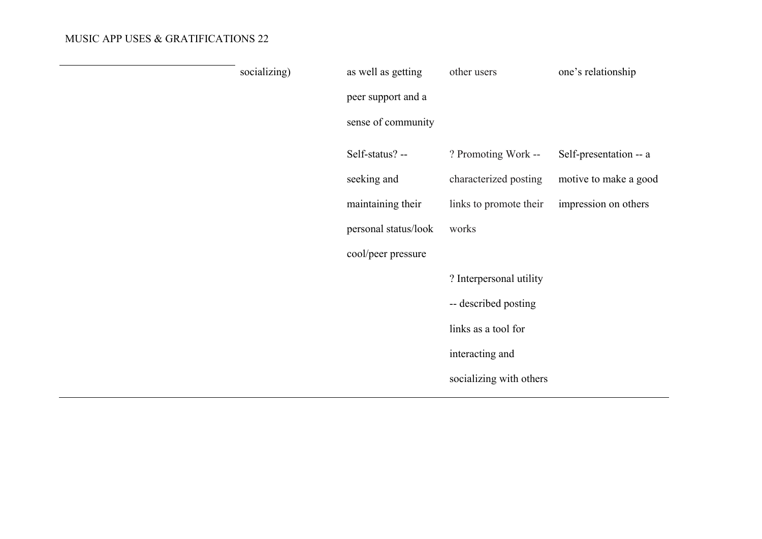| | | | | |
|---|---|---|---|---|
| | socializing) | as well as getting peer support and a sense of community | other users | one's relationship |
| | | Self-status? -- seeking and maintaining their personal status/look cool/peer pressure | ? Promoting Work -- characterized posting links to promote their works | Self-presentation -- a motive to make a good impression on others |
| | | | ? Interpersonal utility -- described posting links as a tool for interacting and socializing with others | |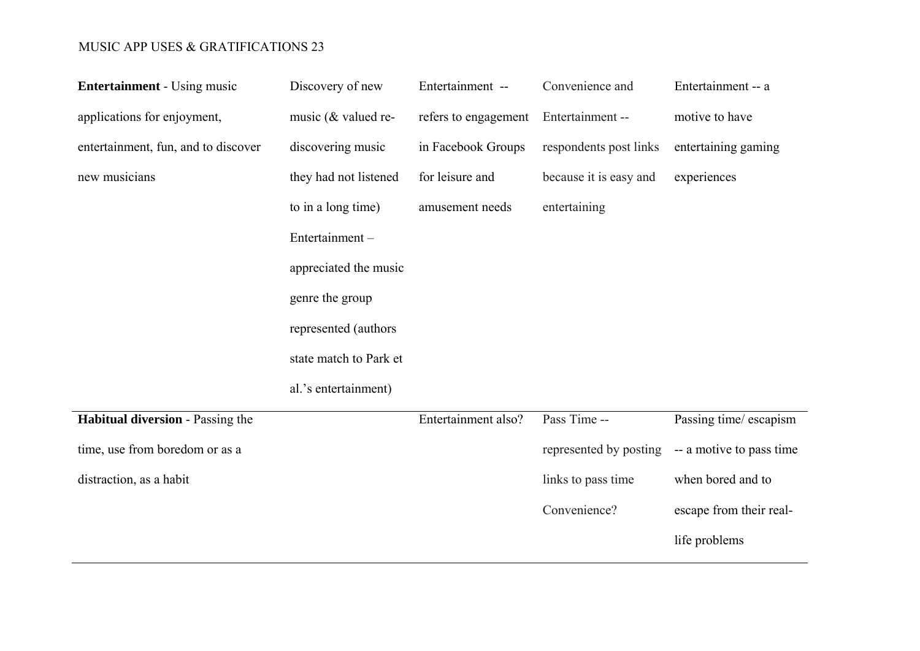| | | | | |
|---|---|---|---|---|
| **Entertainment** - Using music applications for enjoyment, entertainment, fun, and to discover new musicians | Discovery of new music (& valued re-discovering music they had not listened to in a long time) Entertainment – appreciated the music genre the group represented (authors state match to Park et al.'s entertainment) | Entertainment -- refers to engagement in Facebook Groups for leisure and amusement needs | Convenience and Entertainment -- respondents post links because it is easy and entertaining | Entertainment -- a motive to have entertaining gaming experiences |
| **Habitual diversion** - Passing the time, use from boredom or as a distraction, as a habit | | Entertainment also? | Pass Time -- represented by posting links to pass time Convenience? | Passing time/ escapism -- a motive to pass time when bored and to escape from their real-life problems |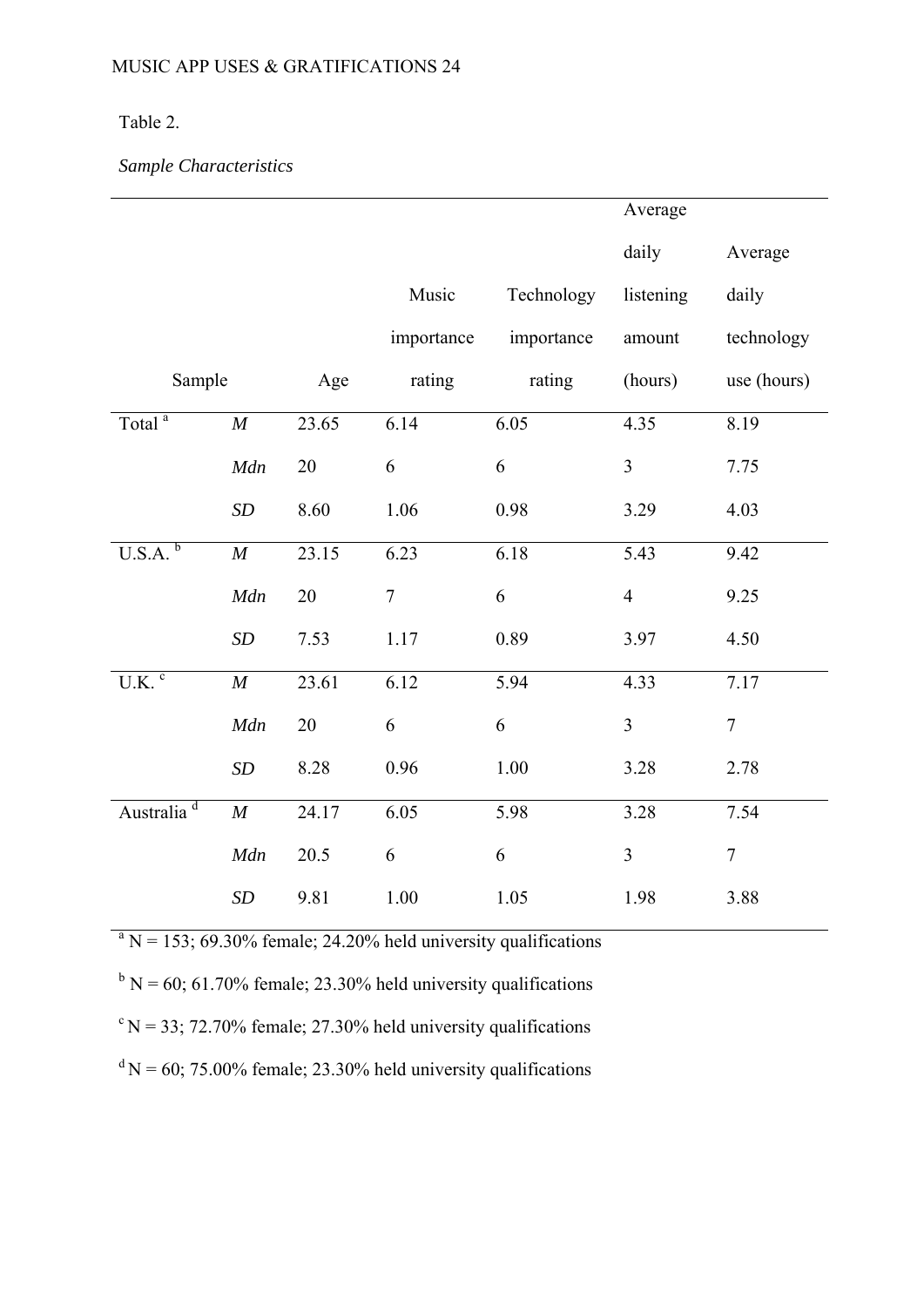Table 2.

*Sample Characteristics*

| Sample | | Age | Music importance rating | Technology importance rating | Average daily listening amount (hours) | Average daily technology use (hours) |
|---|---|---|---|---|---|---|
| Total [a] | *M* | 23.65 | 6.14 | 6.05 | 4.35 | 8.19 |
| | *Mdn* | 20 | 6 | 6 | 3 | 7.75 |
| | *SD* | 8.60 | 1.06 | 0.98 | 3.29 | 4.03 |
| U.S.A. [b] | *M* | 23.15 | 6.23 | 6.18 | 5.43 | 9.42 |
| | *Mdn* | 20 | 7 | 6 | 4 | 9.25 |
| | *SD* | 7.53 | 1.17 | 0.89 | 3.97 | 4.50 |
| U.K. [c] | *M* | 23.61 | 6.12 | 5.94 | 4.33 | 7.17 |
| | *Mdn* | 20 | 6 | 6 | 3 | 7 |
| | *SD* | 8.28 | 0.96 | 1.00 | 3.28 | 2.78 |
| Australia [d] | *M* | 24.17 | 6.05 | 5.98 | 3.28 | 7.54 |
| | *Mdn* | 20.5 | 6 | 6 | 3 | 7 |
| | *SD* | 9.81 | 1.00 | 1.05 | 1.98 | 3.88 |

[a] N = 153; 69.30% female; 24.20% held university qualifications

[b] N = 60; 61.70% female; 23.30% held university qualifications

[c] N = 33; 72.70% female; 27.30% held university qualifications

[d] N = 60; 75.00% female; 23.30% held university qualifications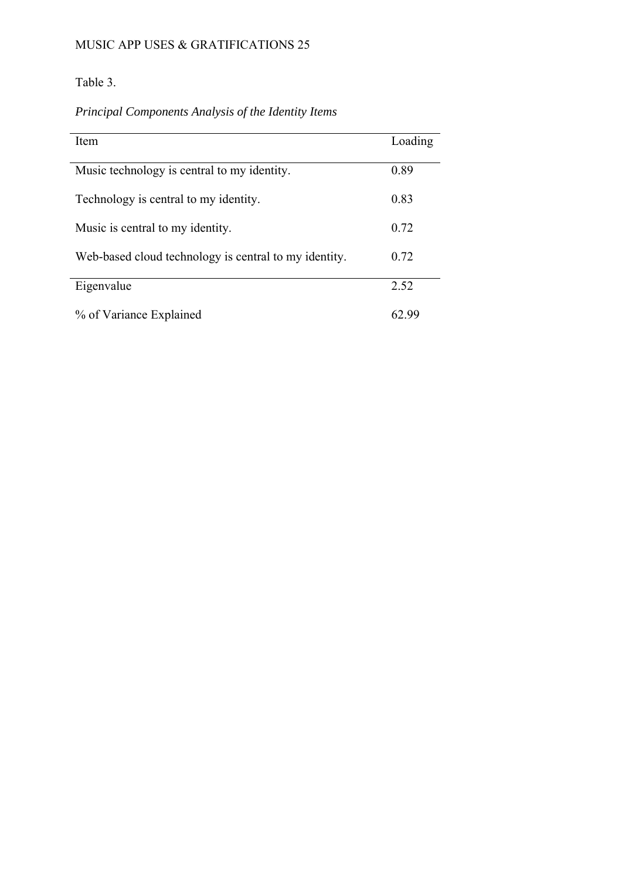Table 3.

*Principal Components Analysis of the Identity Items*

| Item | Loading |
| --- | --- |
| Music technology is central to my identity. | 0.89 |
| Technology is central to my identity. | 0.83 |
| Music is central to my identity. | 0.72 |
| Web-based cloud technology is central to my identity. | 0.72 |
| Eigenvalue | 2.52 |
| % of Variance Explained | 62.99 |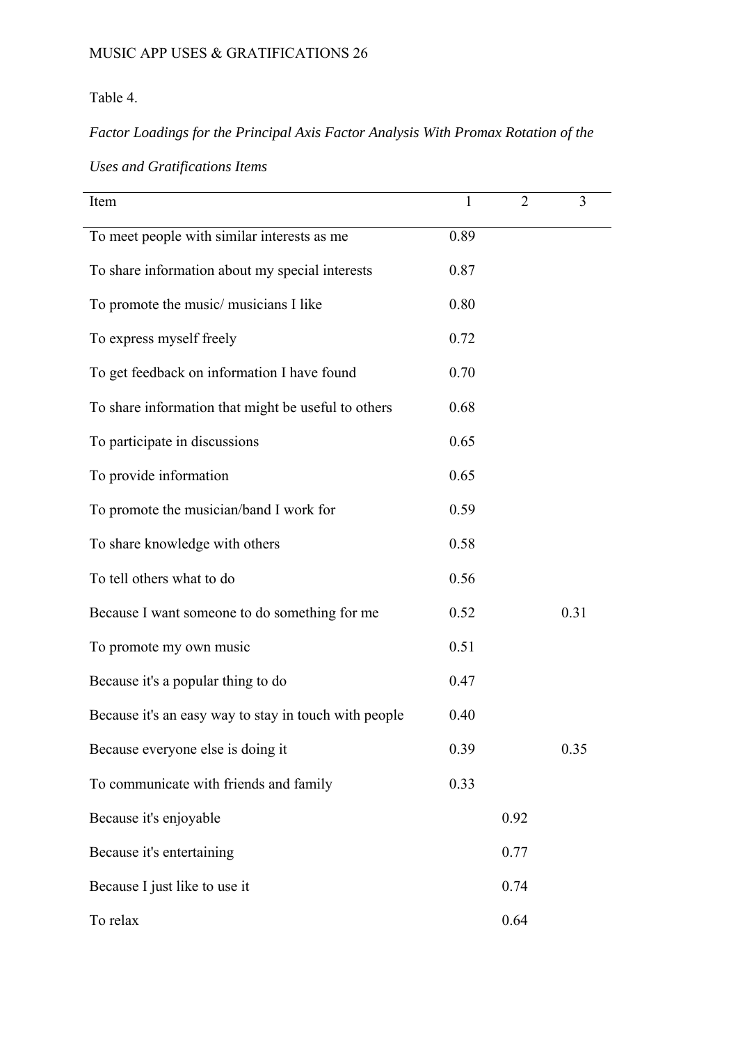Table 4.

*Factor Loadings for the Principal Axis Factor Analysis With Promax Rotation of the Uses and Gratifications Items*

| Item | 1 | 2 | 3 |
|---|---|---|---|
| To meet people with similar interests as me | 0.89 | | |
| To share information about my special interests | 0.87 | | |
| To promote the music/ musicians I like | 0.80 | | |
| To express myself freely | 0.72 | | |
| To get feedback on information I have found | 0.70 | | |
| To share information that might be useful to others | 0.68 | | |
| To participate in discussions | 0.65 | | |
| To provide information | 0.65 | | |
| To promote the musician/band I work for | 0.59 | | |
| To share knowledge with others | 0.58 | | |
| To tell others what to do | 0.56 | | |
| Because I want someone to do something for me | 0.52 | | 0.31 |
| To promote my own music | 0.51 | | |
| Because it's a popular thing to do | 0.47 | | |
| Because it's an easy way to stay in touch with people | 0.40 | | |
| Because everyone else is doing it | 0.39 | | 0.35 |
| To communicate with friends and family | 0.33 | | |
| Because it's enjoyable | | 0.92 | |
| Because it's entertaining | | 0.77 | |
| Because I just like to use it | | 0.74 | |
| To relax | | 0.64 | |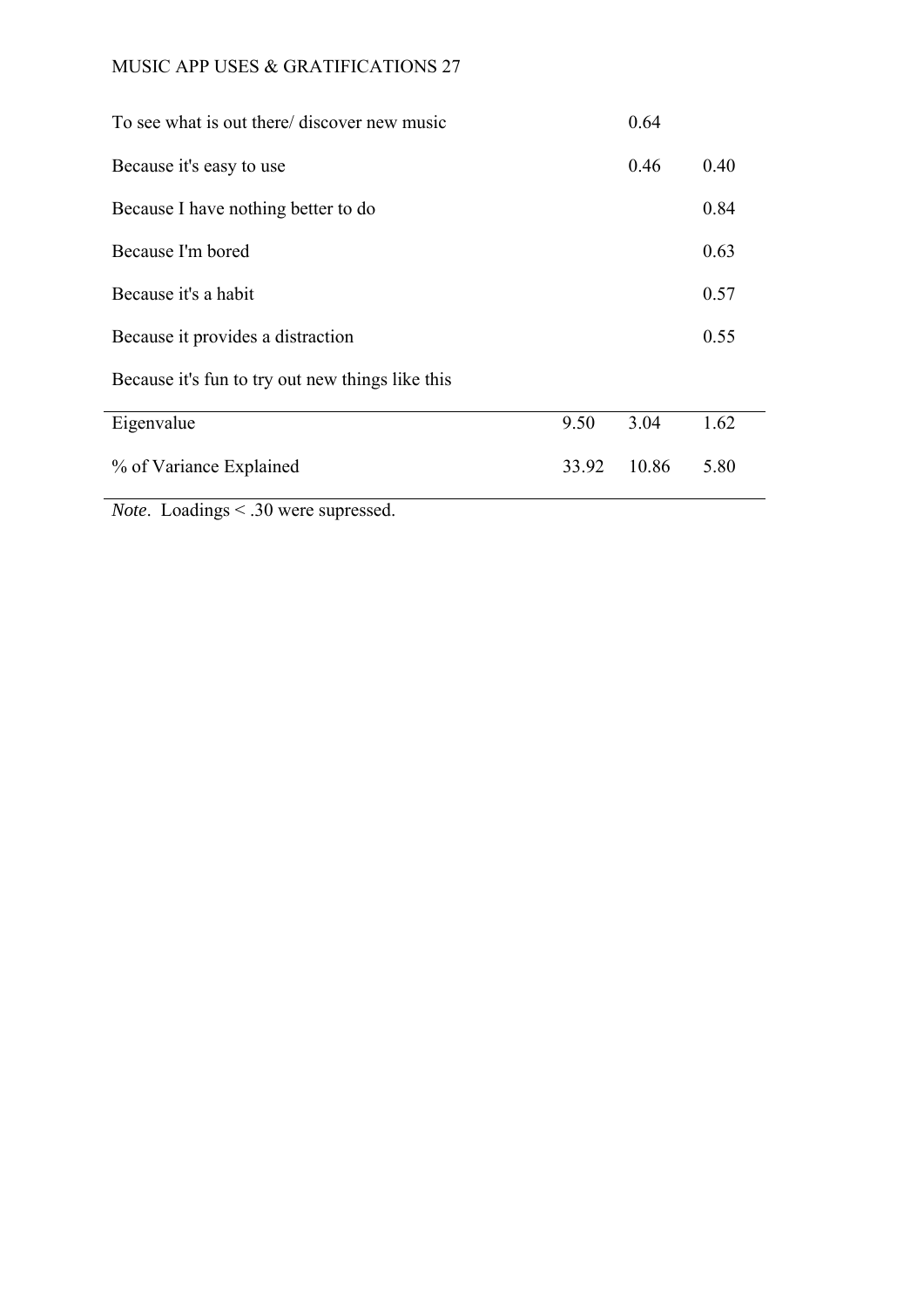| | | | |
|---|---|---|---|
| To see what is out there/ discover new music | | 0.64 | |
| Because it's easy to use | | 0.46 | 0.40 |
| Because I have nothing better to do | | | 0.84 |
| Because I'm bored | | | 0.63 |
| Because it's a habit | | | 0.57 |
| Because it provides a distraction | | | 0.55 |
| Because it's fun to try out new things like this | | | |
| Eigenvalue | 9.50 | 3.04 | 1.62 |
| % of Variance Explained | 33.92 | 10.86 | 5.80 |

*Note*. Loadings < .30 were supressed.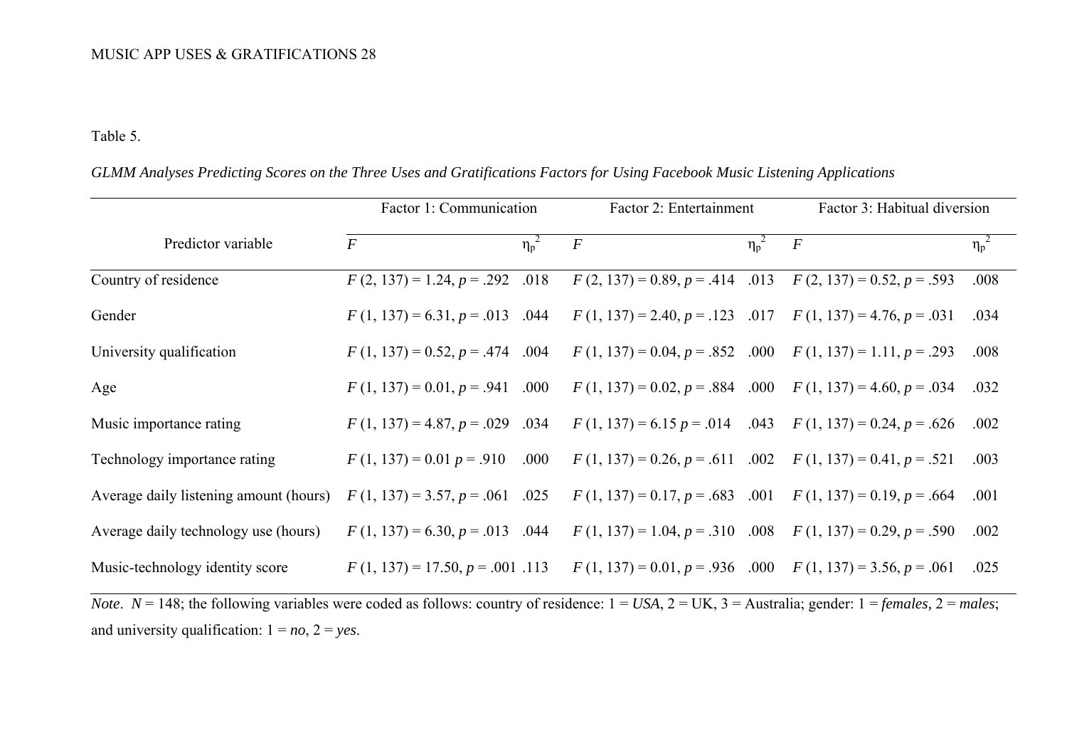Table 5.

*GLMM Analyses Predicting Scores on the Three Uses and Gratifications Factors for Using Facebook Music Listening Applications*

| Predictor variable | Factor 1: Communication | | Factor 2: Entertainment | | Factor 3: Habitual diversion | |
|---|---|---|---|---|---|---|
| | $F$ | $\eta_p^2$ | $F$ | $\eta_p^2$ | $F$ | $\eta_p^2$ |
| Country of residence | $F$ (2, 137) = 1.24, $p$ = .292 | .018 | $F$ (2, 137) = 0.89, $p$ = .414 | .013 | $F$ (2, 137) = 0.52, $p$ = .593 | .008 |
| Gender | $F$ (1, 137) = 6.31, $p$ = .013 | .044 | $F$ (1, 137) = 2.40, $p$ = .123 | .017 | $F$ (1, 137) = 4.76, $p$ = .031 | .034 |
| University qualification | $F$ (1, 137) = 0.52, $p$ = .474 | .004 | $F$ (1, 137) = 0.04, $p$ = .852 | .000 | $F$ (1, 137) = 1.11, $p$ = .293 | .008 |
| Age | $F$ (1, 137) = 0.01, $p$ = .941 | .000 | $F$ (1, 137) = 0.02, $p$ = .884 | .000 | $F$ (1, 137) = 4.60, $p$ = .034 | .032 |
| Music importance rating | $F$ (1, 137) = 4.87, $p$ = .029 | .034 | $F$ (1, 137) = 6.15 $p$ = .014 | .043 | $F$ (1, 137) = 0.24, $p$ = .626 | .002 |
| Technology importance rating | $F$ (1, 137) = 0.01 $p$ = .910 | .000 | $F$ (1, 137) = 0.26, $p$ = .611 | .002 | $F$ (1, 137) = 0.41, $p$ = .521 | .003 |
| Average daily listening amount (hours) | $F$ (1, 137) = 3.57, $p$ = .061 | .025 | $F$ (1, 137) = 0.17, $p$ = .683 | .001 | $F$ (1, 137) = 0.19, $p$ = .664 | .001 |
| Average daily technology use (hours) | $F$ (1, 137) = 6.30, $p$ = .013 | .044 | $F$ (1, 137) = 1.04, $p$ = .310 | .008 | $F$ (1, 137) = 0.29, $p$ = .590 | .002 |
| Music-technology identity score | $F$ (1, 137) = 17.50, $p$ = .001 | .113 | $F$ (1, 137) = 0.01, $p$ = .936 | .000 | $F$ (1, 137) = 3.56, $p$ = .061 | .025 |

*Note*. $N$ = 148; the following variables were coded as follows: country of residence: 1 = *USA*, 2 = UK, 3 = Australia; gender: 1 = *females,* 2 = *males*; and university qualification: 1 = *no*, 2 = *yes*.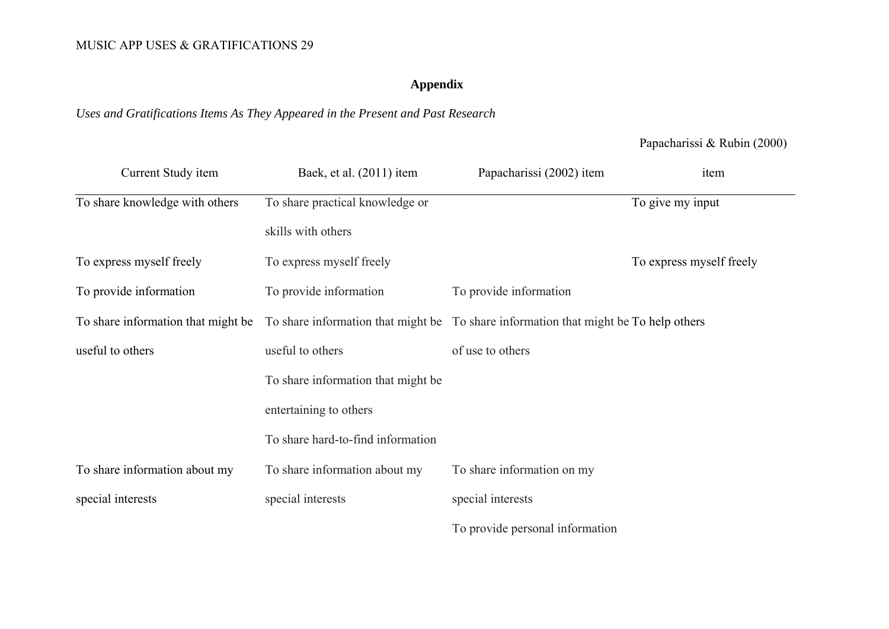## Appendix

*Uses and Gratifications Items As They Appeared in the Present and Past Research*

| Current Study item | Baek, et al. (2011) item | Papacharissi (2002) item | Papacharissi & Rubin (2000) item |
|---|---|---|---|
| To share knowledge with others | To share practical knowledge or skills with others | | To give my input |
| To express myself freely | To express myself freely | | To express myself freely |
| To provide information | To provide information | To provide information | |
| To share information that might be useful to others | To share information that might be useful to others | To share information that might be of use to others | To help others |
| | To share information that might be entertaining to others | | |
| | To share hard-to-find information | | |
| To share information about my special interests | To share information about my special interests | To share information on my special interests | |
| | | To provide personal information | |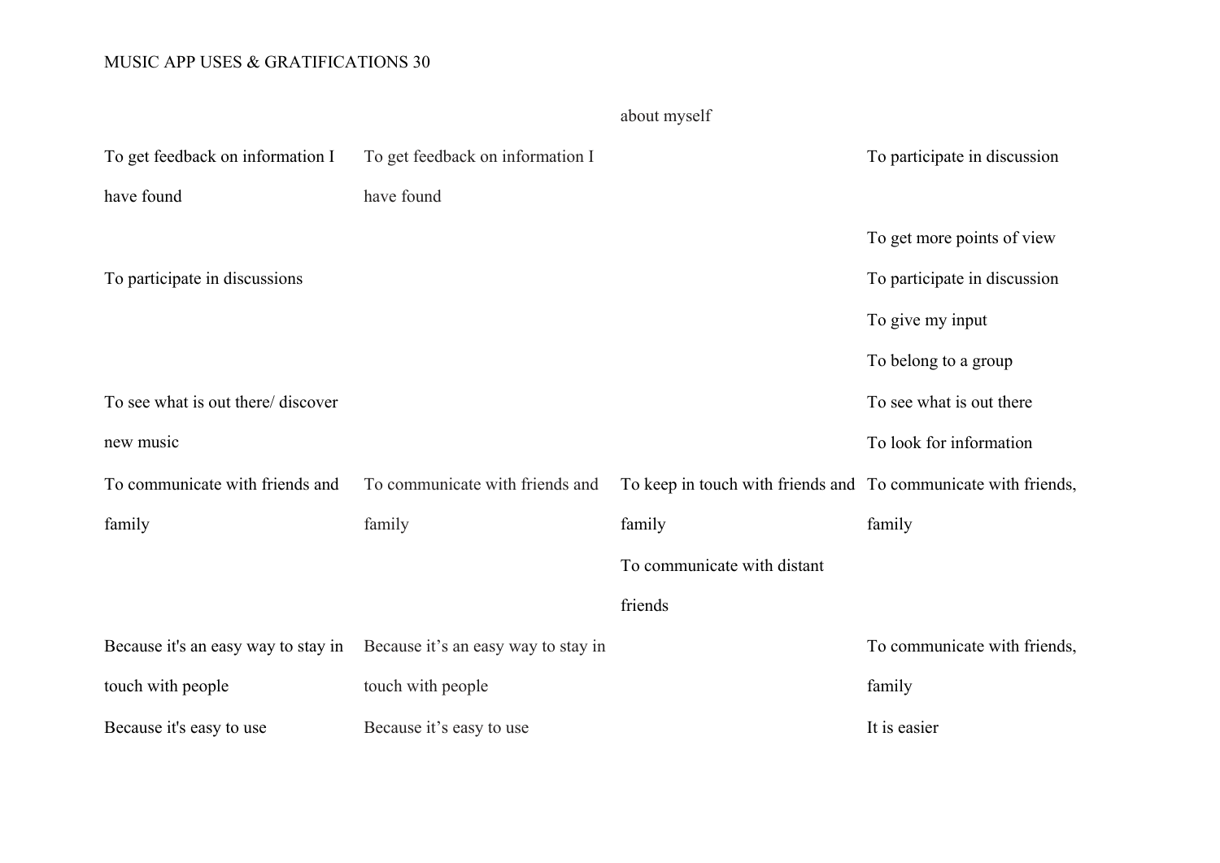| | | | |
|---|---|---|---|
| | | about myself | |
| To get feedback on information I have found | To get feedback on information I have found | | To participate in discussion |
| | | | To get more points of view |
| To participate in discussions | | | To participate in discussion |
| | | | To give my input |
| | | | To belong to a group |
| To see what is out there/ discover new music | | | To see what is out there |
| | | | To look for information |
| To communicate with friends and family | To communicate with friends and family | To keep in touch with friends and family | To communicate with friends, family |
| | | To communicate with distant friends | |
| Because it's an easy way to stay in touch with people | Because it’s an easy way to stay in touch with people | | To communicate with friends, family |
| Because it's easy to use | Because it’s easy to use | | It is easier |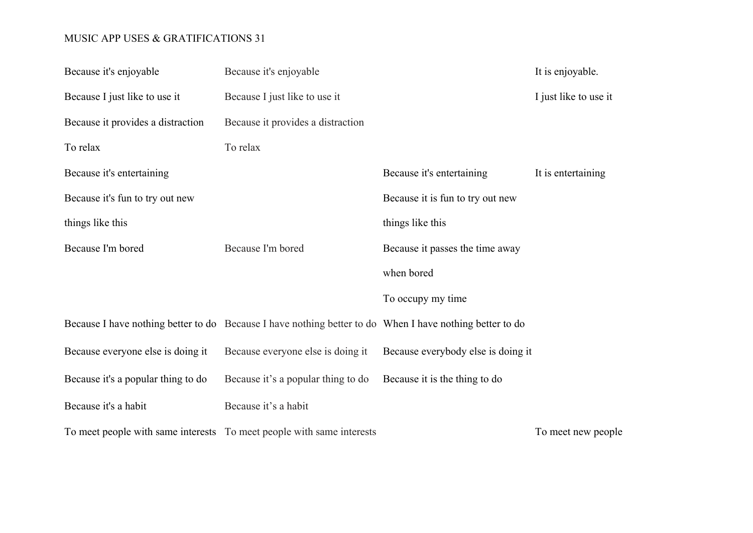| | | | |
|---|---|---|---|
| Because it's enjoyable | Because it's enjoyable | | It is enjoyable. |
| Because I just like to use it | Because I just like to use it | | I just like to use it |
| Because it provides a distraction | Because it provides a distraction | | |
| To relax | To relax | | |
| Because it's entertaining | | Because it's entertaining | It is entertaining |
| Because it's fun to try out new things like this | | Because it is fun to try out new things like this | |
| Because I'm bored | Because I'm bored | Because it passes the time away when bored | |
| | | To occupy my time | |
| Because I have nothing better to do | Because I have nothing better to do | When I have nothing better to do | |
| Because everyone else is doing it | Because everyone else is doing it | Because everybody else is doing it | |
| Because it's a popular thing to do | Because it's a popular thing to do | Because it is the thing to do | |
| Because it's a habit | Because it's a habit | | |
| To meet people with same interests | To meet people with same interests | | To meet new people |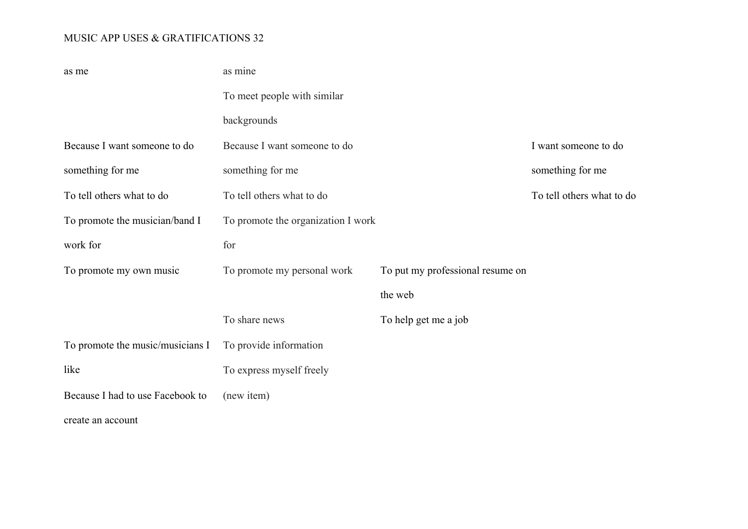| | | | |
|---|---|---|---|
| as me | as mine | | |
| | To meet people with similar backgrounds | | |
| Because I want someone to do something for me | Because I want someone to do something for me | | I want someone to do something for me |
| To tell others what to do | To tell others what to do | | To tell others what to do |
| To promote the musician/band I work for | To promote the organization I work for | | |
| To promote my own music | To promote my personal work | To put my professional resume on the web | |
| | To share news | To help get me a job | |
| To promote the music/musicians I like | To provide information | | |
| | To express myself freely | | |
| Because I had to use Facebook to create an account | (new item) | | |